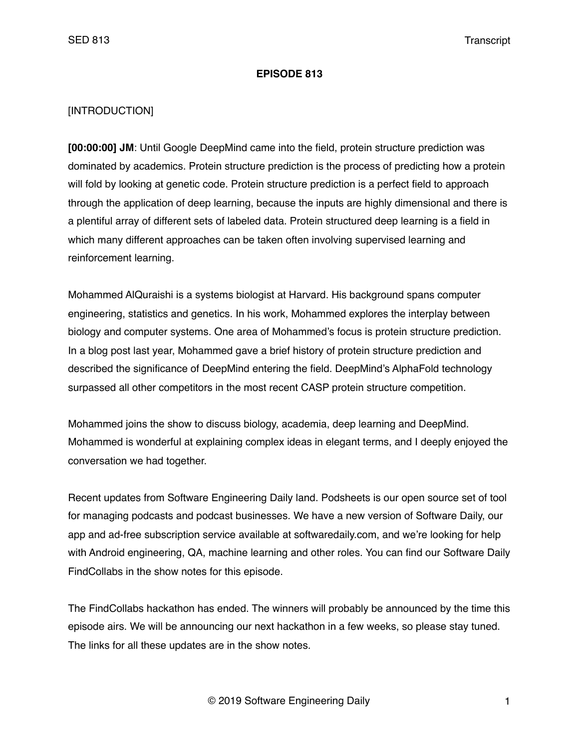**EPISODE 813**

[INTRODUCTION]

**[00:00:00] JM**: Until Google DeepMind came into the field, protein structure prediction was dominated by academics. Protein structure prediction is the process of predicting how a protein will fold by looking at genetic code. Protein structure prediction is a perfect field to approach through the application of deep learning, because the inputs are highly dimensional and there is a plentiful array of different sets of labeled data. Protein structured deep learning is a field in which many different approaches can be taken often involving supervised learning and reinforcement learning.

Mohammed AlQuraishi is a systems biologist at Harvard. His background spans computer engineering, statistics and genetics. In his work, Mohammed explores the interplay between biology and computer systems. One area of Mohammed's focus is protein structure prediction. In a blog post last year, Mohammed gave a brief history of protein structure prediction and described the significance of DeepMind entering the field. DeepMind's AlphaFold technology surpassed all other competitors in the most recent CASP protein structure competition.

Mohammed joins the show to discuss biology, academia, deep learning and DeepMind. Mohammed is wonderful at explaining complex ideas in elegant terms, and I deeply enjoyed the conversation we had together.

Recent updates from Software Engineering Daily land. Podsheets is our open source set of tool for managing podcasts and podcast businesses. We have a new version of Software Daily, our app and ad-free subscription service available at softwaredaily.com, and we're looking for help with Android engineering, QA, machine learning and other roles. You can find our Software Daily FindCollabs in the show notes for this episode.

The FindCollabs hackathon has ended. The winners will probably be announced by the time this episode airs. We will be announcing our next hackathon in a few weeks, so please stay tuned. The links for all these updates are in the show notes.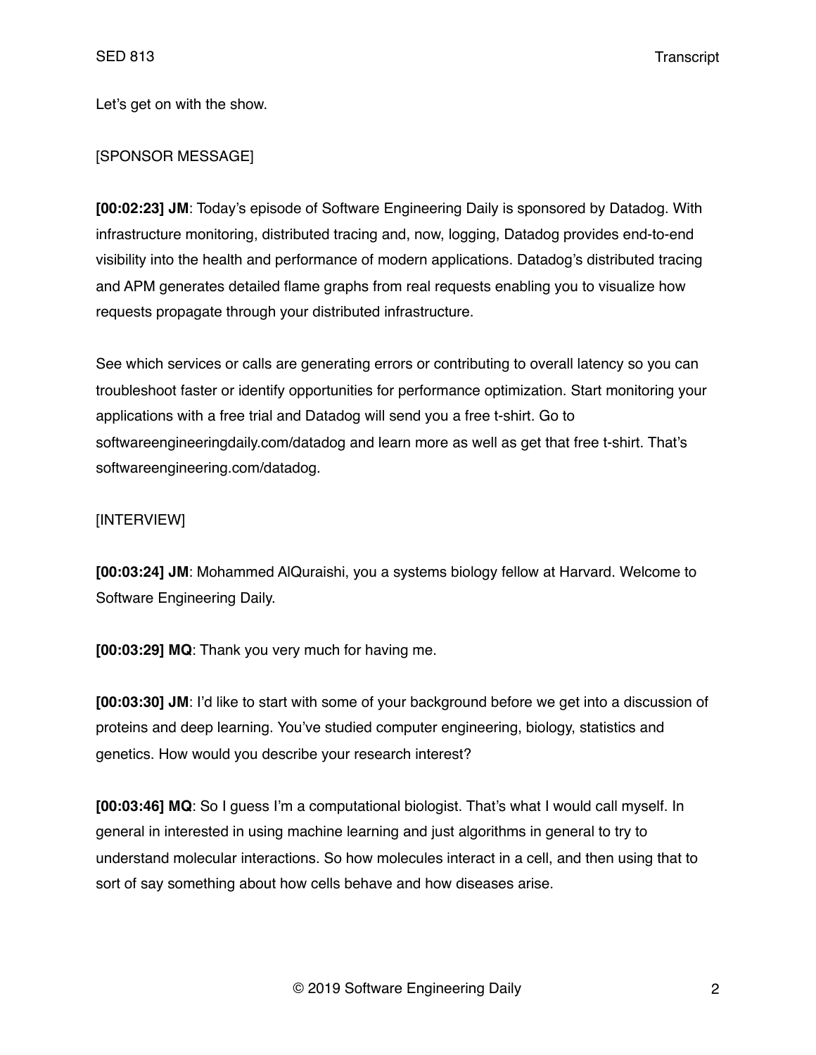Let's get on with the show.

[SPONSOR MESSAGE]

**[00:02:23] JM**: Today's episode of Software Engineering Daily is sponsored by Datadog. With infrastructure monitoring, distributed tracing and, now, logging, Datadog provides end-to-end visibility into the health and performance of modern applications. Datadog's distributed tracing and APM generates detailed flame graphs from real requests enabling you to visualize how requests propagate through your distributed infrastructure.

See which services or calls are generating errors or contributing to overall latency so you can troubleshoot faster or identify opportunities for performance optimization. Start monitoring your applications with a free trial and Datadog will send you a free t-shirt. Go to softwareengineeringdaily.com/datadog and learn more as well as get that free t-shirt. That's softwareengineering.com/datadog.

[INTERVIEW]

**[00:03:24] JM**: Mohammed AlQuraishi, you a systems biology fellow at Harvard. Welcome to Software Engineering Daily.

**[00:03:29] MQ**: Thank you very much for having me.

**[00:03:30] JM**: I'd like to start with some of your background before we get into a discussion of proteins and deep learning. You've studied computer engineering, biology, statistics and genetics. How would you describe your research interest?

**[00:03:46] MQ**: So I guess I'm a computational biologist. That's what I would call myself. In general in interested in using machine learning and just algorithms in general to try to understand molecular interactions. So how molecules interact in a cell, and then using that to sort of say something about how cells behave and how diseases arise.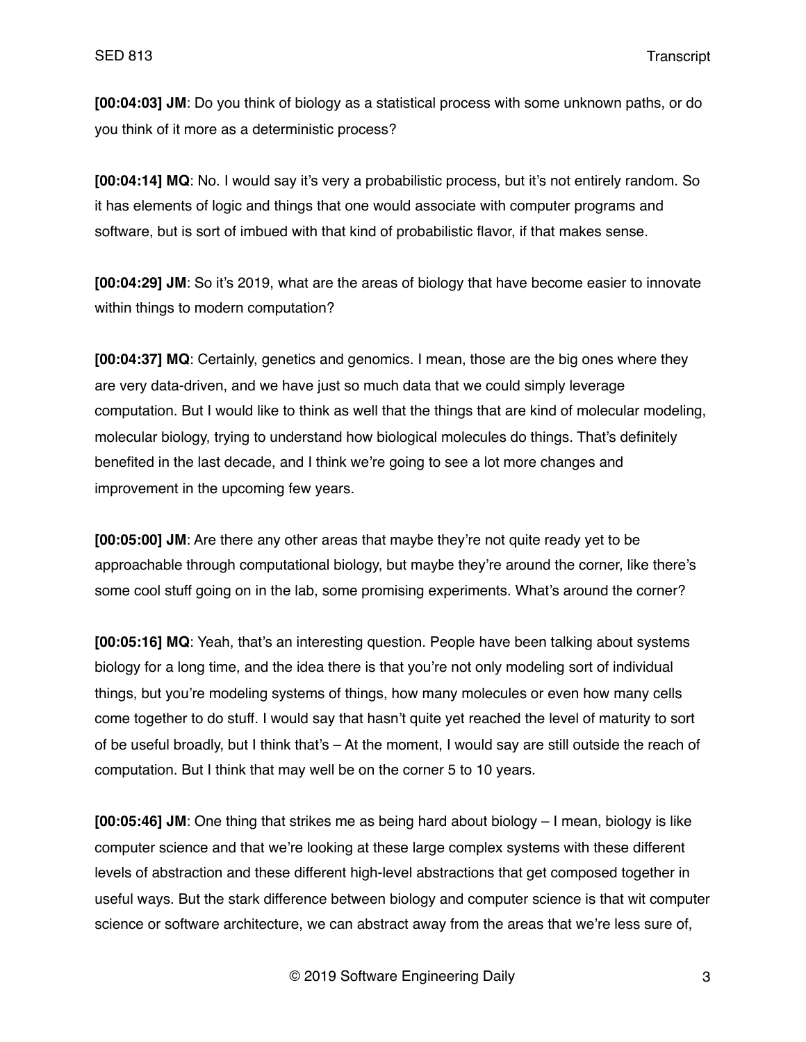**[00:04:03] JM**: Do you think of biology as a statistical process with some unknown paths, or do you think of it more as a deterministic process?

**[00:04:14] MQ**: No. I would say it's very a probabilistic process, but it's not entirely random. So it has elements of logic and things that one would associate with computer programs and software, but is sort of imbued with that kind of probabilistic flavor, if that makes sense.

**[00:04:29] JM**: So it's 2019, what are the areas of biology that have become easier to innovate within things to modern computation?

**[00:04:37] MQ**: Certainly, genetics and genomics. I mean, those are the big ones where they are very data-driven, and we have just so much data that we could simply leverage computation. But I would like to think as well that the things that are kind of molecular modeling, molecular biology, trying to understand how biological molecules do things. That's definitely benefited in the last decade, and I think we're going to see a lot more changes and improvement in the upcoming few years.

**[00:05:00] JM**: Are there any other areas that maybe they're not quite ready yet to be approachable through computational biology, but maybe they're around the corner, like there's some cool stuff going on in the lab, some promising experiments. What's around the corner?

**[00:05:16] MQ**: Yeah, that's an interesting question. People have been talking about systems biology for a long time, and the idea there is that you're not only modeling sort of individual things, but you're modeling systems of things, how many molecules or even how many cells come together to do stuff. I would say that hasn't quite yet reached the level of maturity to sort of be useful broadly, but I think that's – At the moment, I would say are still outside the reach of computation. But I think that may well be on the corner 5 to 10 years.

**[00:05:46] JM**: One thing that strikes me as being hard about biology – I mean, biology is like computer science and that we're looking at these large complex systems with these different levels of abstraction and these different high-level abstractions that get composed together in useful ways. But the stark difference between biology and computer science is that wit computer science or software architecture, we can abstract away from the areas that we're less sure of,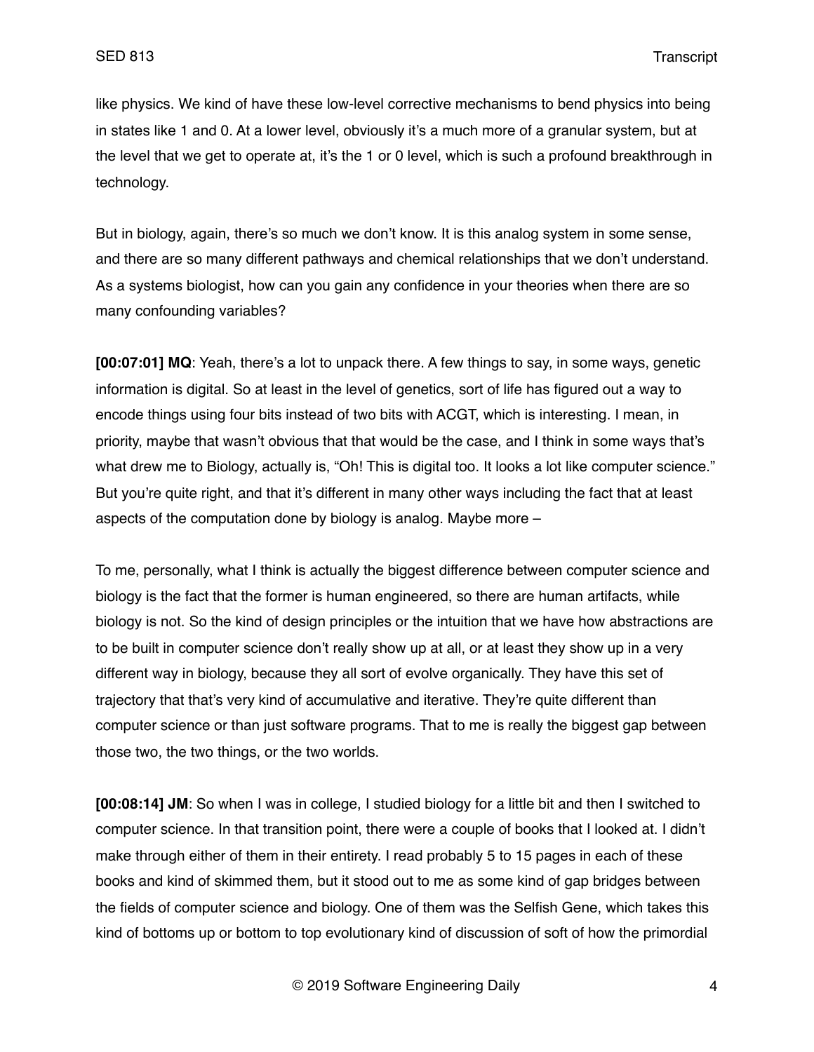like physics. We kind of have these low-level corrective mechanisms to bend physics into being in states like 1 and 0. At a lower level, obviously it's a much more of a granular system, but at the level that we get to operate at, it's the 1 or 0 level, which is such a profound breakthrough in technology.

But in biology, again, there's so much we don't know. It is this analog system in some sense, and there are so many different pathways and chemical relationships that we don't understand. As a systems biologist, how can you gain any confidence in your theories when there are so many confounding variables?

**[00:07:01] MQ**: Yeah, there's a lot to unpack there. A few things to say, in some ways, genetic information is digital. So at least in the level of genetics, sort of life has figured out a way to encode things using four bits instead of two bits with ACGT, which is interesting. I mean, in priority, maybe that wasn't obvious that that would be the case, and I think in some ways that's what drew me to Biology, actually is, "Oh! This is digital too. It looks a lot like computer science." But you're quite right, and that it's different in many other ways including the fact that at least aspects of the computation done by biology is analog. Maybe more –

To me, personally, what I think is actually the biggest difference between computer science and biology is the fact that the former is human engineered, so there are human artifacts, while biology is not. So the kind of design principles or the intuition that we have how abstractions are to be built in computer science don't really show up at all, or at least they show up in a very different way in biology, because they all sort of evolve organically. They have this set of trajectory that that's very kind of accumulative and iterative. They're quite different than computer science or than just software programs. That to me is really the biggest gap between those two, the two things, or the two worlds.

**[00:08:14] JM**: So when I was in college, I studied biology for a little bit and then I switched to computer science. In that transition point, there were a couple of books that I looked at. I didn't make through either of them in their entirety. I read probably 5 to 15 pages in each of these books and kind of skimmed them, but it stood out to me as some kind of gap bridges between the fields of computer science and biology. One of them was the Selfish Gene, which takes this kind of bottoms up or bottom to top evolutionary kind of discussion of soft of how the primordial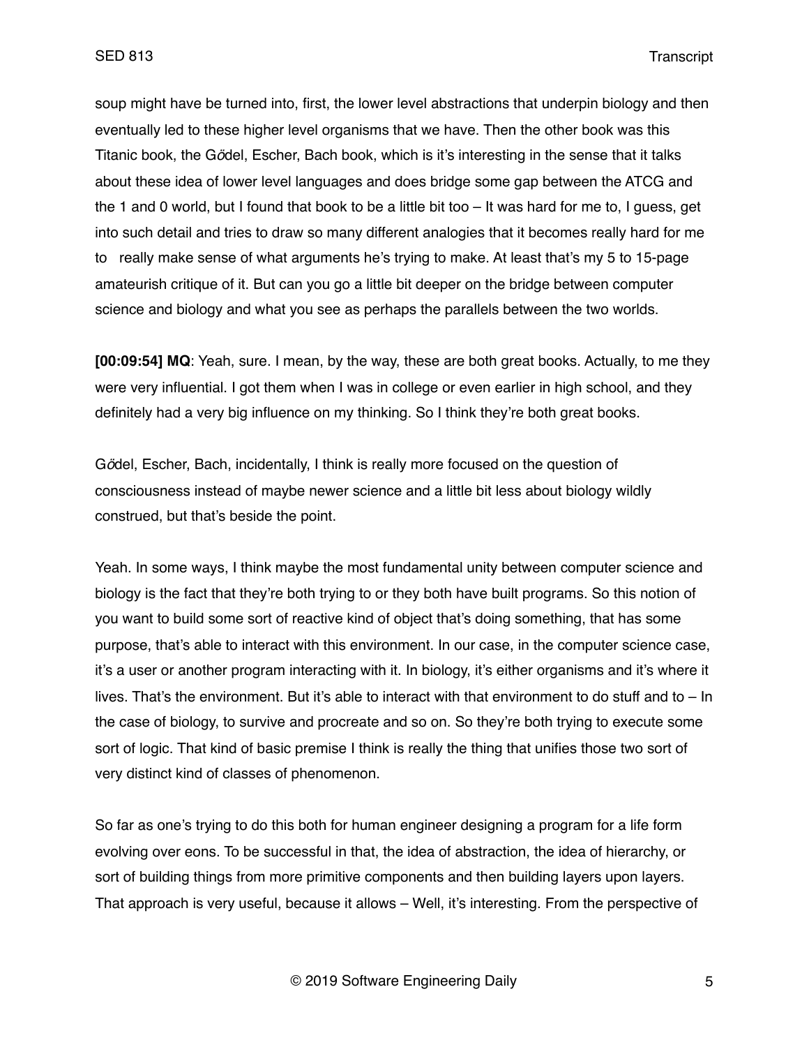soup might have be turned into, first, the lower level abstractions that underpin biology and then eventually led to these higher level organisms that we have. Then the other book was this Titanic book, the Gődel, Escher, Bach book, which is it's interesting in the sense that it talks about these idea of lower level languages and does bridge some gap between the ATCG and the 1 and 0 world, but I found that book to be a little bit too – It was hard for me to, I guess, get into such detail and tries to draw so many different analogies that it becomes really hard for me to  really make sense of what arguments he's trying to make. At least that's my 5 to 15-page amateurish critique of it. But can you go a little bit deeper on the bridge between computer science and biology and what you see as perhaps the parallels between the two worlds.

**[00:09:54] MQ**: Yeah, sure. I mean, by the way, these are both great books. Actually, to me they were very influential. I got them when I was in college or even earlier in high school, and they definitely had a very big influence on my thinking. So I think they're both great books.

Gődel, Escher, Bach, incidentally, I think is really more focused on the question of consciousness instead of maybe newer science and a little bit less about biology wildly construed, but that's beside the point.

Yeah. In some ways, I think maybe the most fundamental unity between computer science and biology is the fact that they're both trying to or they both have built programs. So this notion of you want to build some sort of reactive kind of object that's doing something, that has some purpose, that's able to interact with this environment. In our case, in the computer science case, it's a user or another program interacting with it. In biology, it's either organisms and it's where it lives. That's the environment. But it's able to interact with that environment to do stuff and to – In the case of biology, to survive and procreate and so on. So they're both trying to execute some sort of logic. That kind of basic premise I think is really the thing that unifies those two sort of very distinct kind of classes of phenomenon.

So far as one's trying to do this both for human engineer designing a program for a life form evolving over eons. To be successful in that, the idea of abstraction, the idea of hierarchy, or sort of building things from more primitive components and then building layers upon layers. That approach is very useful, because it allows – Well, it's interesting. From the perspective of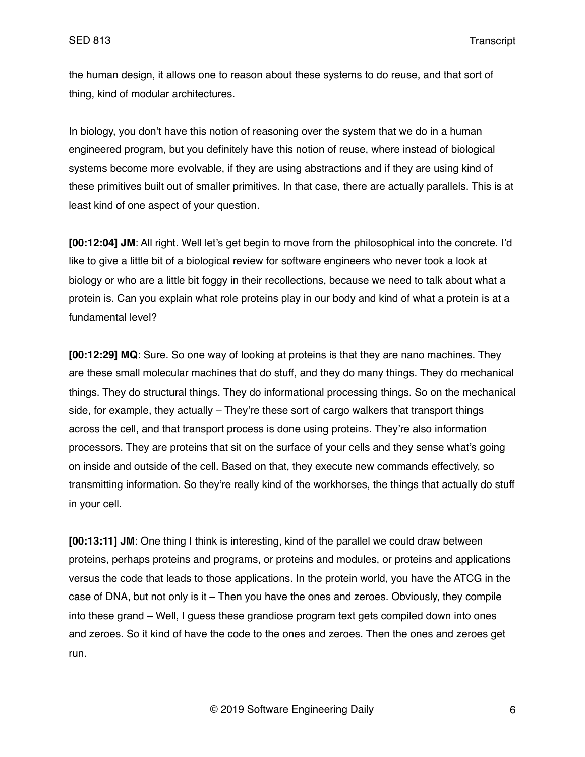the human design, it allows one to reason about these systems to do reuse, and that sort of thing, kind of modular architectures.

In biology, you don't have this notion of reasoning over the system that we do in a human engineered program, but you definitely have this notion of reuse, where instead of biological systems become more evolvable, if they are using abstractions and if they are using kind of these primitives built out of smaller primitives. In that case, there are actually parallels. This is at least kind of one aspect of your question.

**[00:12:04] JM**: All right. Well let's get begin to move from the philosophical into the concrete. I'd like to give a little bit of a biological review for software engineers who never took a look at biology or who are a little bit foggy in their recollections, because we need to talk about what a protein is. Can you explain what role proteins play in our body and kind of what a protein is at a fundamental level?

**[00:12:29] MQ**: Sure. So one way of looking at proteins is that they are nano machines. They are these small molecular machines that do stuff, and they do many things. They do mechanical things. They do structural things. They do informational processing things. So on the mechanical side, for example, they actually – They're these sort of cargo walkers that transport things across the cell, and that transport process is done using proteins. They're also information processors. They are proteins that sit on the surface of your cells and they sense what's going on inside and outside of the cell. Based on that, they execute new commands effectively, so transmitting information. So they're really kind of the workhorses, the things that actually do stuff in your cell.

**[00:13:11] JM**: One thing I think is interesting, kind of the parallel we could draw between proteins, perhaps proteins and programs, or proteins and modules, or proteins and applications versus the code that leads to those applications. In the protein world, you have the ATCG in the case of DNA, but not only is it – Then you have the ones and zeroes. Obviously, they compile into these grand – Well, I guess these grandiose program text gets compiled down into ones and zeroes. So it kind of have the code to the ones and zeroes. Then the ones and zeroes get run.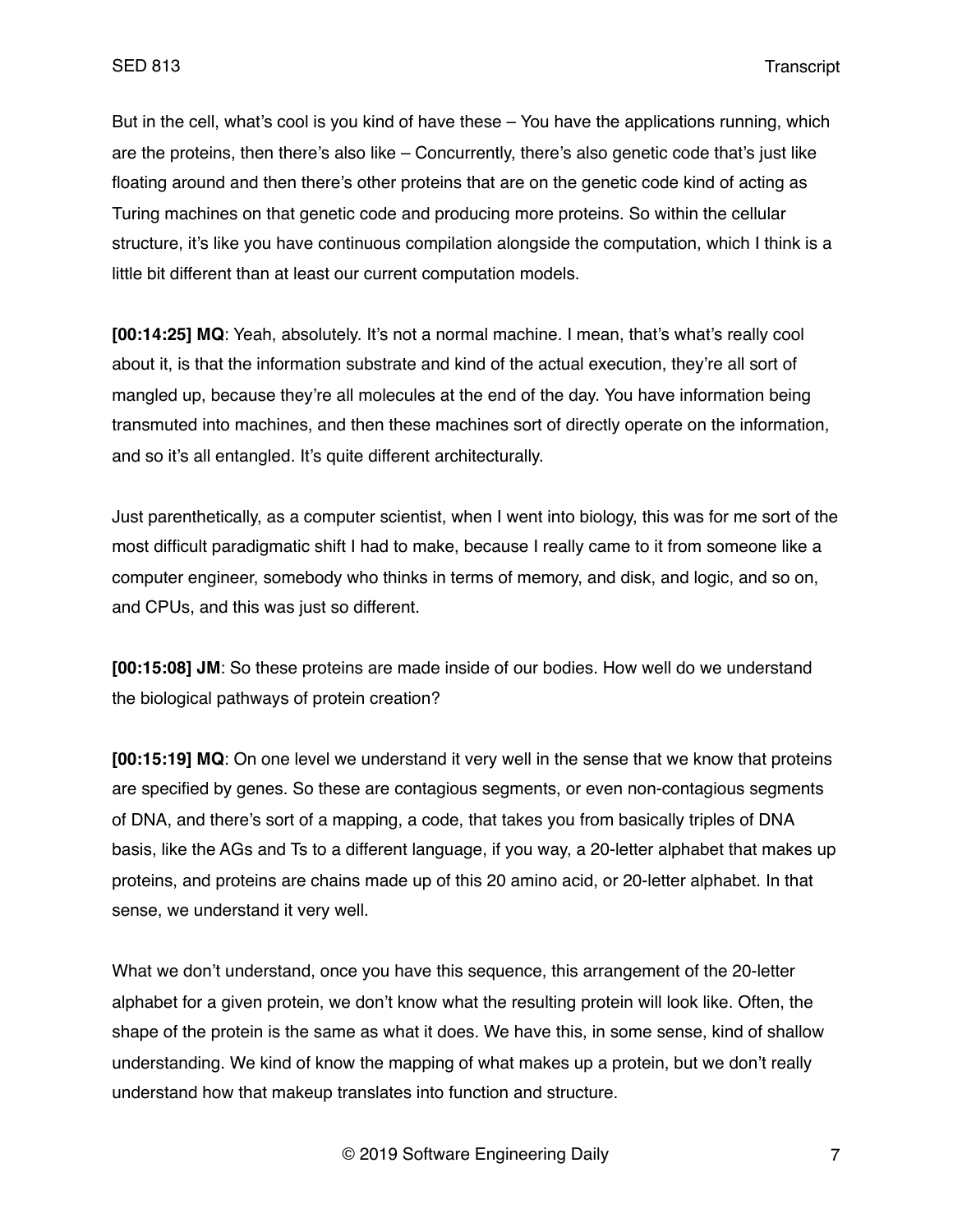But in the cell, what's cool is you kind of have these – You have the applications running, which are the proteins, then there's also like – Concurrently, there's also genetic code that's just like floating around and then there's other proteins that are on the genetic code kind of acting as Turing machines on that genetic code and producing more proteins. So within the cellular structure, it's like you have continuous compilation alongside the computation, which I think is a little bit different than at least our current computation models.

**[00:14:25] MQ**: Yeah, absolutely. It's not a normal machine. I mean, that's what's really cool about it, is that the information substrate and kind of the actual execution, they're all sort of mangled up, because they're all molecules at the end of the day. You have information being transmuted into machines, and then these machines sort of directly operate on the information, and so it's all entangled. It's quite different architecturally.

Just parenthetically, as a computer scientist, when I went into biology, this was for me sort of the most difficult paradigmatic shift I had to make, because I really came to it from someone like a computer engineer, somebody who thinks in terms of memory, and disk, and logic, and so on, and CPUs, and this was just so different.

**[00:15:08] JM**: So these proteins are made inside of our bodies. How well do we understand the biological pathways of protein creation?

**[00:15:19] MQ**: On one level we understand it very well in the sense that we know that proteins are specified by genes. So these are contagious segments, or even non-contagious segments of DNA, and there's sort of a mapping, a code, that takes you from basically triples of DNA basis, like the AGs and Ts to a different language, if you way, a 20-letter alphabet that makes up proteins, and proteins are chains made up of this 20 amino acid, or 20-letter alphabet. In that sense, we understand it very well.

What we don't understand, once you have this sequence, this arrangement of the 20-letter alphabet for a given protein, we don't know what the resulting protein will look like. Often, the shape of the protein is the same as what it does. We have this, in some sense, kind of shallow understanding. We kind of know the mapping of what makes up a protein, but we don't really understand how that makeup translates into function and structure.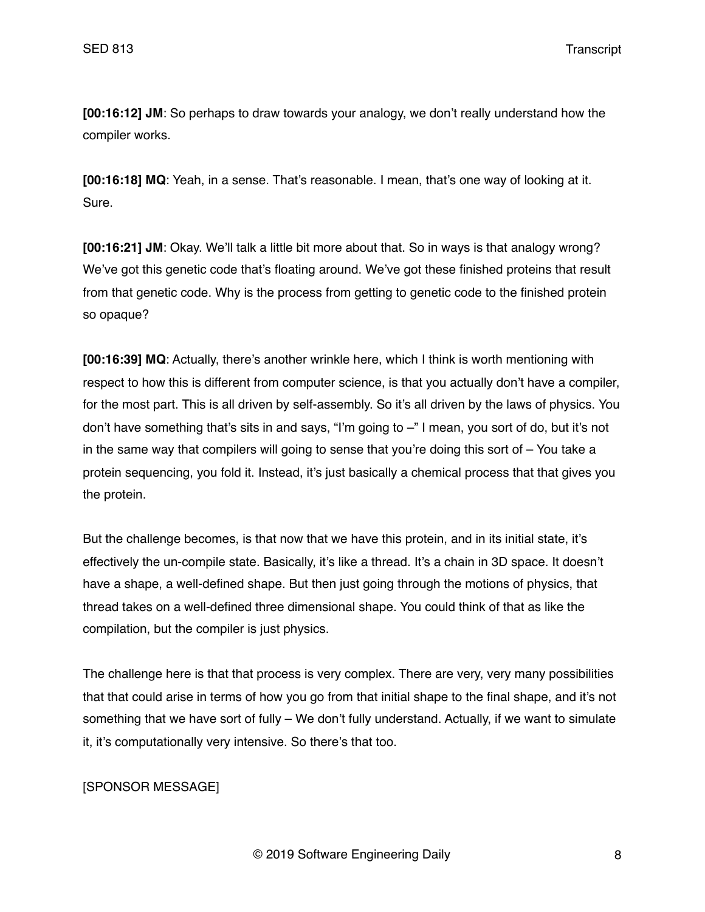**[00:16:12] JM**: So perhaps to draw towards your analogy, we don't really understand how the compiler works.

**[00:16:18] MQ**: Yeah, in a sense. That's reasonable. I mean, that's one way of looking at it. Sure.

**[00:16:21] JM**: Okay. We'll talk a little bit more about that. So in ways is that analogy wrong? We've got this genetic code that's floating around. We've got these finished proteins that result from that genetic code. Why is the process from getting to genetic code to the finished protein so opaque?

**[00:16:39] MQ**: Actually, there's another wrinkle here, which I think is worth mentioning with respect to how this is different from computer science, is that you actually don't have a compiler, for the most part. This is all driven by self-assembly. So it's all driven by the laws of physics. You don't have something that's sits in and says, "I'm going to –" I mean, you sort of do, but it's not in the same way that compilers will going to sense that you're doing this sort of – You take a protein sequencing, you fold it. Instead, it's just basically a chemical process that that gives you the protein.

But the challenge becomes, is that now that we have this protein, and in its initial state, it's effectively the un-compile state. Basically, it's like a thread. It's a chain in 3D space. It doesn't have a shape, a well-defined shape. But then just going through the motions of physics, that thread takes on a well-defined three dimensional shape. You could think of that as like the compilation, but the compiler is just physics.

The challenge here is that that process is very complex. There are very, very many possibilities that that could arise in terms of how you go from that initial shape to the final shape, and it's not something that we have sort of fully – We don't fully understand. Actually, if we want to simulate it, it's computationally very intensive. So there's that too.

[SPONSOR MESSAGE]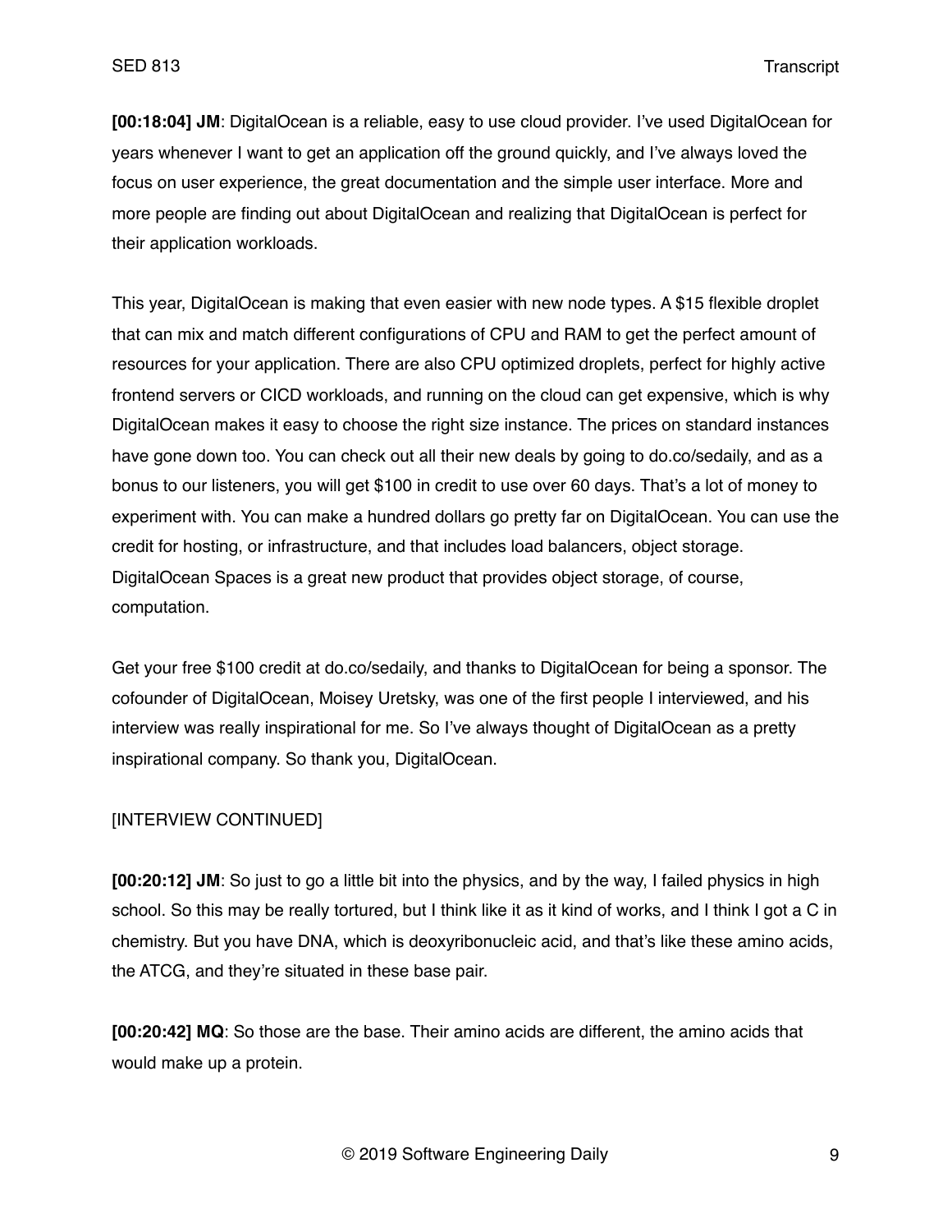**[00:18:04] JM**: DigitalOcean is a reliable, easy to use cloud provider. I've used DigitalOcean for years whenever I want to get an application off the ground quickly, and I've always loved the focus on user experience, the great documentation and the simple user interface. More and more people are finding out about DigitalOcean and realizing that DigitalOcean is perfect for their application workloads.

This year, DigitalOcean is making that even easier with new node types. A $15 flexible droplet that can mix and match different configurations of CPU and RAM to get the perfect amount of resources for your application. There are also CPU optimized droplets, perfect for highly active frontend servers or CICD workloads, and running on the cloud can get expensive, which is why DigitalOcean makes it easy to choose the right size instance. The prices on standard instances have gone down too. You can check out all their new deals by going to do.co/sedaily, and as a bonus to our listeners, you will get $100 in credit to use over 60 days. That's a lot of money to experiment with. You can make a hundred dollars go pretty far on DigitalOcean. You can use the credit for hosting, or infrastructure, and that includes load balancers, object storage. DigitalOcean Spaces is a great new product that provides object storage, of course, computation.

Get your free $100 credit at do.co/sedaily, and thanks to DigitalOcean for being a sponsor. The cofounder of DigitalOcean, Moisey Uretsky, was one of the first people I interviewed, and his interview was really inspirational for me. So I've always thought of DigitalOcean as a pretty inspirational company. So thank you, DigitalOcean.

[INTERVIEW CONTINUED]

**[00:20:12] JM**: So just to go a little bit into the physics, and by the way, I failed physics in high school. So this may be really tortured, but I think like it as it kind of works, and I think I got a C in chemistry. But you have DNA, which is deoxyribonucleic acid, and that's like these amino acids, the ATCG, and they're situated in these base pair.

**[00:20:42] MQ**: So those are the base. Their amino acids are different, the amino acids that would make up a protein.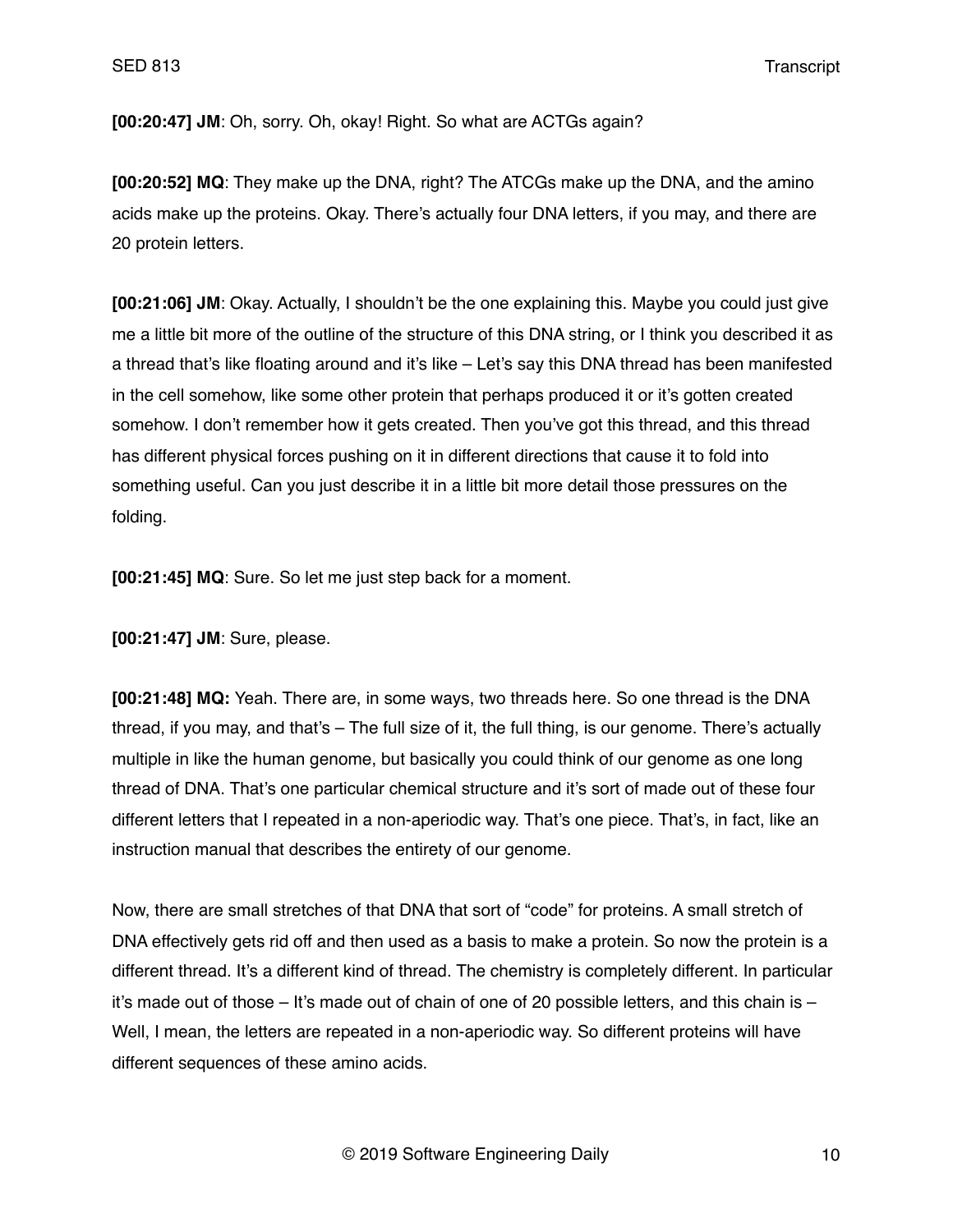**[00:20:47] JM**: Oh, sorry. Oh, okay! Right. So what are ACTGs again?

**[00:20:52] MQ**: They make up the DNA, right? The ATCGs make up the DNA, and the amino acids make up the proteins. Okay. There's actually four DNA letters, if you may, and there are 20 protein letters.

**[00:21:06] JM**: Okay. Actually, I shouldn't be the one explaining this. Maybe you could just give me a little bit more of the outline of the structure of this DNA string, or I think you described it as a thread that's like floating around and it's like – Let's say this DNA thread has been manifested in the cell somehow, like some other protein that perhaps produced it or it's gotten created somehow. I don't remember how it gets created. Then you've got this thread, and this thread has different physical forces pushing on it in different directions that cause it to fold into something useful. Can you just describe it in a little bit more detail those pressures on the folding.

**[00:21:45] MQ**: Sure. So let me just step back for a moment.

**[00:21:47] JM**: Sure, please.

**[00:21:48] MQ:** Yeah. There are, in some ways, two threads here. So one thread is the DNA thread, if you may, and that's – The full size of it, the full thing, is our genome. There's actually multiple in like the human genome, but basically you could think of our genome as one long thread of DNA. That's one particular chemical structure and it's sort of made out of these four different letters that I repeated in a non-aperiodic way. That's one piece. That's, in fact, like an instruction manual that describes the entirety of our genome.

Now, there are small stretches of that DNA that sort of "code" for proteins. A small stretch of DNA effectively gets rid off and then used as a basis to make a protein. So now the protein is a different thread. It's a different kind of thread. The chemistry is completely different. In particular it's made out of those – It's made out of chain of one of 20 possible letters, and this chain is – Well, I mean, the letters are repeated in a non-aperiodic way. So different proteins will have different sequences of these amino acids.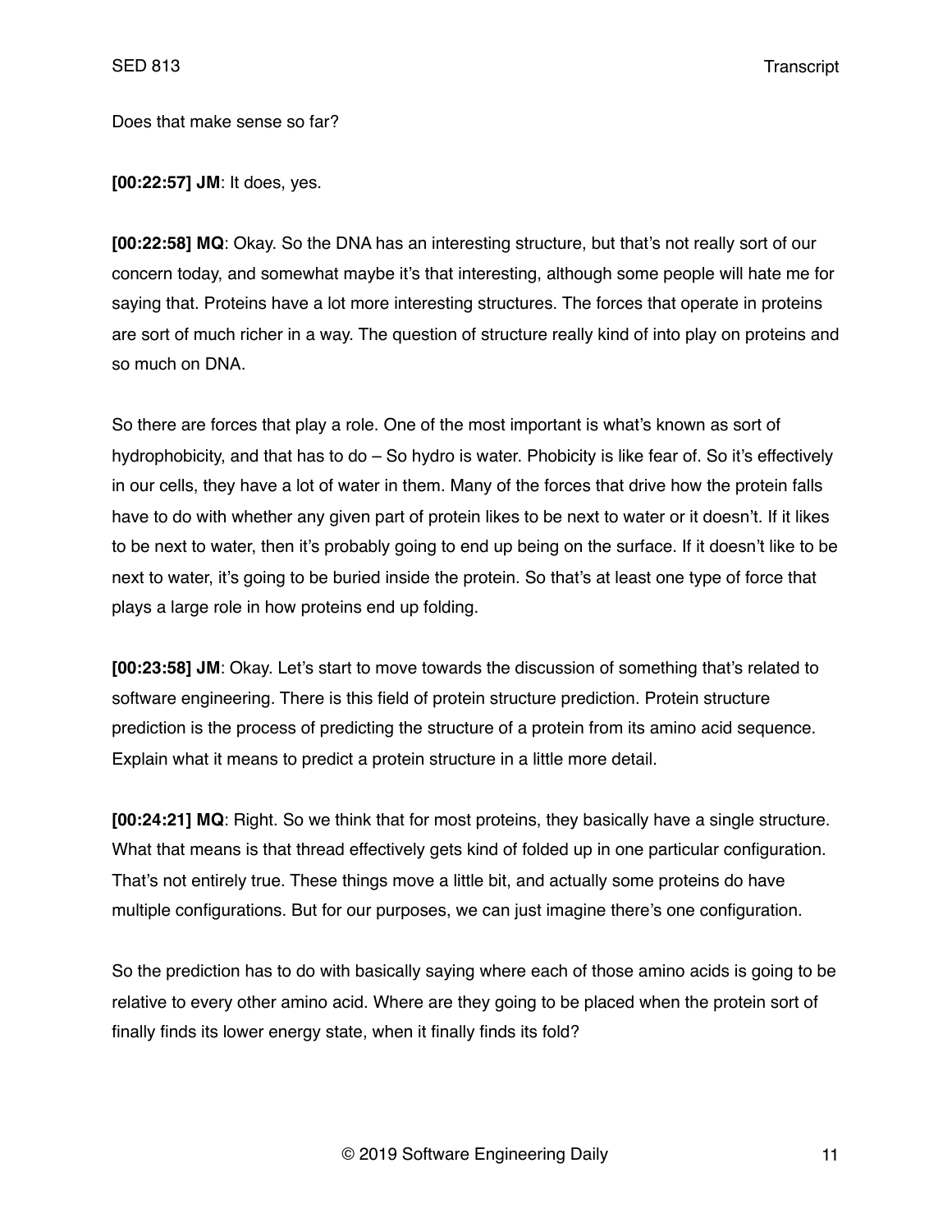Does that make sense so far?

**[00:22:57] JM**: It does, yes.

**[00:22:58] MQ**: Okay. So the DNA has an interesting structure, but that's not really sort of our concern today, and somewhat maybe it's that interesting, although some people will hate me for saying that. Proteins have a lot more interesting structures. The forces that operate in proteins are sort of much richer in a way. The question of structure really kind of into play on proteins and so much on DNA.

So there are forces that play a role. One of the most important is what's known as sort of hydrophobicity, and that has to do – So hydro is water. Phobicity is like fear of. So it's effectively in our cells, they have a lot of water in them. Many of the forces that drive how the protein falls have to do with whether any given part of protein likes to be next to water or it doesn't. If it likes to be next to water, then it's probably going to end up being on the surface. If it doesn't like to be next to water, it's going to be buried inside the protein. So that's at least one type of force that plays a large role in how proteins end up folding.

**[00:23:58] JM**: Okay. Let's start to move towards the discussion of something that's related to software engineering. There is this field of protein structure prediction. Protein structure prediction is the process of predicting the structure of a protein from its amino acid sequence. Explain what it means to predict a protein structure in a little more detail.

**[00:24:21] MQ**: Right. So we think that for most proteins, they basically have a single structure. What that means is that thread effectively gets kind of folded up in one particular configuration. That's not entirely true. These things move a little bit, and actually some proteins do have multiple configurations. But for our purposes, we can just imagine there's one configuration.

So the prediction has to do with basically saying where each of those amino acids is going to be relative to every other amino acid. Where are they going to be placed when the protein sort of finally finds its lower energy state, when it finally finds its fold?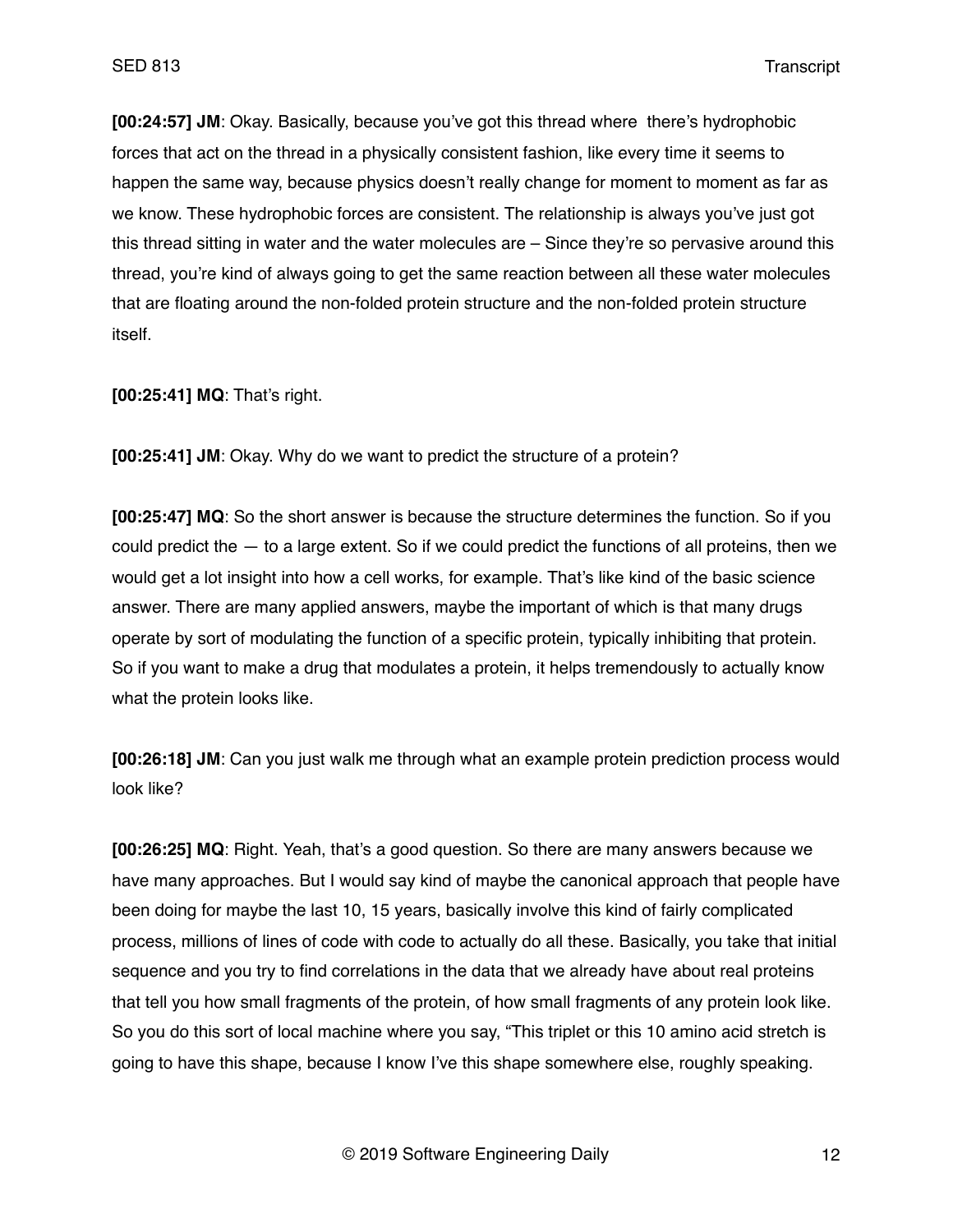**[00:24:57] JM**: Okay. Basically, because you've got this thread where  there's hydrophobic forces that act on the thread in a physically consistent fashion, like every time it seems to happen the same way, because physics doesn't really change for moment to moment as far as we know. These hydrophobic forces are consistent. The relationship is always you've just got this thread sitting in water and the water molecules are – Since they're so pervasive around this thread, you're kind of always going to get the same reaction between all these water molecules that are floating around the non-folded protein structure and the non-folded protein structure itself.

**[00:25:41] MQ**: That's right.

**[00:25:41] JM**: Okay. Why do we want to predict the structure of a protein?

**[00:25:47] MQ**: So the short answer is because the structure determines the function. So if you could predict the — to a large extent. So if we could predict the functions of all proteins, then we would get a lot insight into how a cell works, for example. That's like kind of the basic science answer. There are many applied answers, maybe the important of which is that many drugs operate by sort of modulating the function of a specific protein, typically inhibiting that protein. So if you want to make a drug that modulates a protein, it helps tremendously to actually know what the protein looks like.

**[00:26:18] JM**: Can you just walk me through what an example protein prediction process would look like?

**[00:26:25] MQ**: Right. Yeah, that's a good question. So there are many answers because we have many approaches. But I would say kind of maybe the canonical approach that people have been doing for maybe the last 10, 15 years, basically involve this kind of fairly complicated process, millions of lines of code with code to actually do all these. Basically, you take that initial sequence and you try to find correlations in the data that we already have about real proteins that tell you how small fragments of the protein, of how small fragments of any protein look like. So you do this sort of local machine where you say, "This triplet or this 10 amino acid stretch is going to have this shape, because I know I've this shape somewhere else, roughly speaking.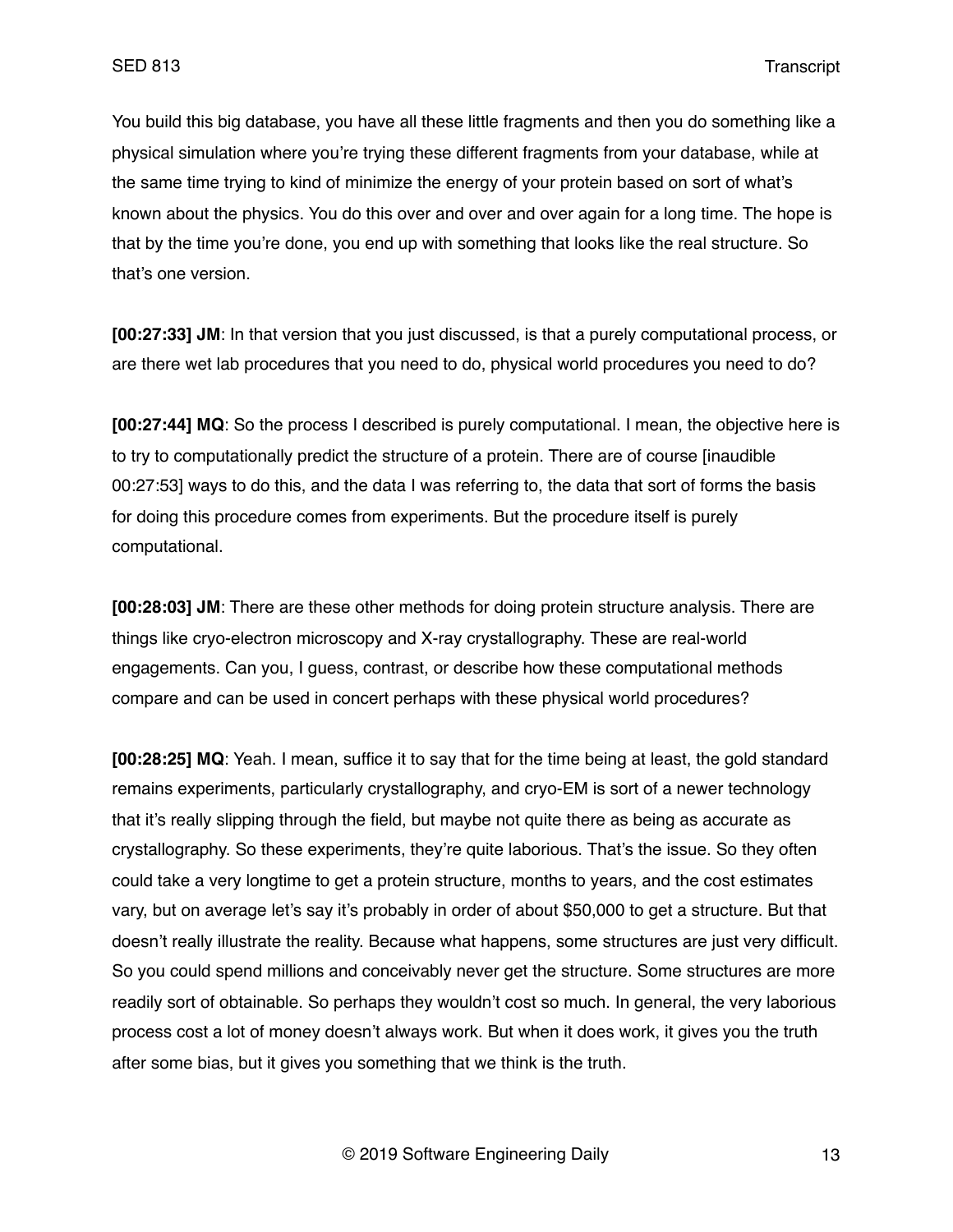You build this big database, you have all these little fragments and then you do something like a physical simulation where you're trying these different fragments from your database, while at the same time trying to kind of minimize the energy of your protein based on sort of what's known about the physics. You do this over and over and over again for a long time. The hope is that by the time you're done, you end up with something that looks like the real structure. So that's one version.

**[00:27:33] JM**: In that version that you just discussed, is that a purely computational process, or are there wet lab procedures that you need to do, physical world procedures you need to do?

**[00:27:44] MQ**: So the process I described is purely computational. I mean, the objective here is to try to computationally predict the structure of a protein. There are of course [inaudible 00:27:53] ways to do this, and the data I was referring to, the data that sort of forms the basis for doing this procedure comes from experiments. But the procedure itself is purely computational.

**[00:28:03] JM**: There are these other methods for doing protein structure analysis. There are things like cryo-electron microscopy and X-ray crystallography. These are real-world engagements. Can you, I guess, contrast, or describe how these computational methods compare and can be used in concert perhaps with these physical world procedures?

**[00:28:25] MQ**: Yeah. I mean, suffice it to say that for the time being at least, the gold standard remains experiments, particularly crystallography, and cryo-EM is sort of a newer technology that it's really slipping through the field, but maybe not quite there as being as accurate as crystallography. So these experiments, they're quite laborious. That's the issue. So they often could take a very longtime to get a protein structure, months to years, and the cost estimates vary, but on average let's say it's probably in order of about $50,000 to get a structure. But that doesn't really illustrate the reality. Because what happens, some structures are just very difficult. So you could spend millions and conceivably never get the structure. Some structures are more readily sort of obtainable. So perhaps they wouldn't cost so much. In general, the very laborious process cost a lot of money doesn't always work. But when it does work, it gives you the truth after some bias, but it gives you something that we think is the truth.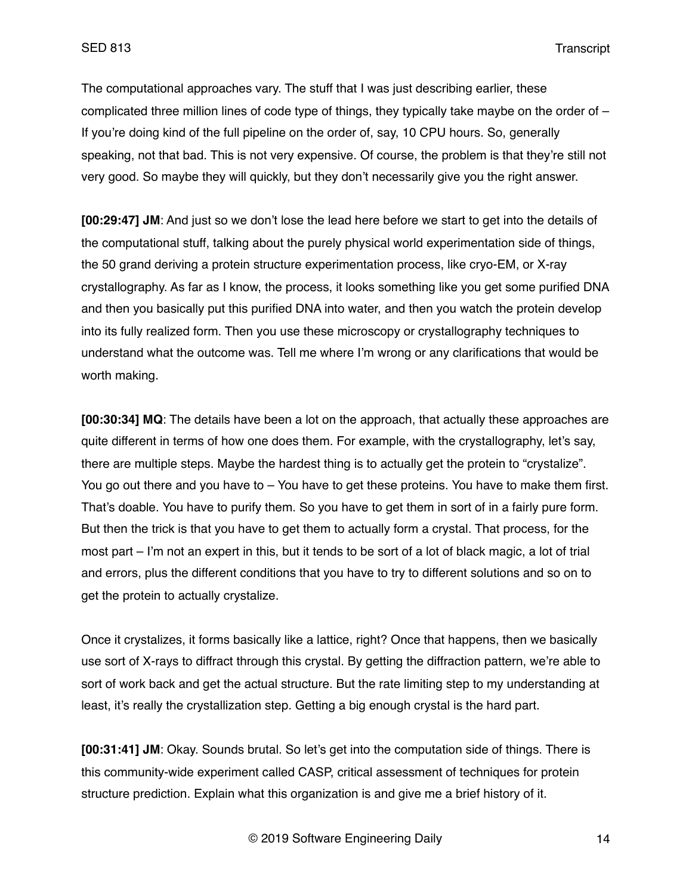The computational approaches vary. The stuff that I was just describing earlier, these complicated three million lines of code type of things, they typically take maybe on the order of – If you're doing kind of the full pipeline on the order of, say, 10 CPU hours. So, generally speaking, not that bad. This is not very expensive. Of course, the problem is that they're still not very good. So maybe they will quickly, but they don't necessarily give you the right answer.

**[00:29:47] JM**: And just so we don't lose the lead here before we start to get into the details of the computational stuff, talking about the purely physical world experimentation side of things, the 50 grand deriving a protein structure experimentation process, like cryo-EM, or X-ray crystallography. As far as I know, the process, it looks something like you get some purified DNA and then you basically put this purified DNA into water, and then you watch the protein develop into its fully realized form. Then you use these microscopy or crystallography techniques to understand what the outcome was. Tell me where I'm wrong or any clarifications that would be worth making.

**[00:30:34] MQ**: The details have been a lot on the approach, that actually these approaches are quite different in terms of how one does them. For example, with the crystallography, let's say, there are multiple steps. Maybe the hardest thing is to actually get the protein to "crystalize". You go out there and you have to – You have to get these proteins. You have to make them first. That's doable. You have to purify them. So you have to get them in sort of in a fairly pure form. But then the trick is that you have to get them to actually form a crystal. That process, for the most part – I'm not an expert in this, but it tends to be sort of a lot of black magic, a lot of trial and errors, plus the different conditions that you have to try to different solutions and so on to get the protein to actually crystalize.

Once it crystalizes, it forms basically like a lattice, right? Once that happens, then we basically use sort of X-rays to diffract through this crystal. By getting the diffraction pattern, we're able to sort of work back and get the actual structure. But the rate limiting step to my understanding at least, it's really the crystallization step. Getting a big enough crystal is the hard part.

**[00:31:41] JM**: Okay. Sounds brutal. So let's get into the computation side of things. There is this community-wide experiment called CASP, critical assessment of techniques for protein structure prediction. Explain what this organization is and give me a brief history of it.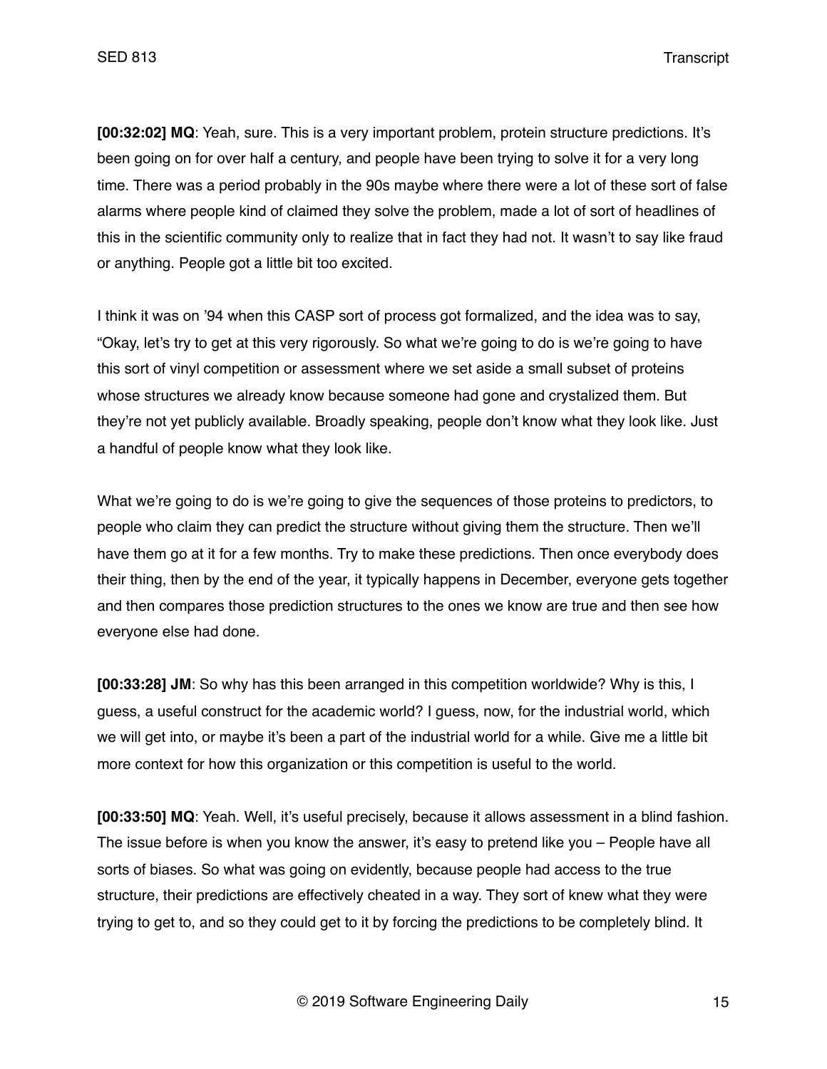**[00:32:02] MQ**: Yeah, sure. This is a very important problem, protein structure predictions. It's been going on for over half a century, and people have been trying to solve it for a very long time. There was a period probably in the 90s maybe where there were a lot of these sort of false alarms where people kind of claimed they solve the problem, made a lot of sort of headlines of this in the scientific community only to realize that in fact they had not. It wasn't to say like fraud or anything. People got a little bit too excited.

I think it was on '94 when this CASP sort of process got formalized, and the idea was to say, "Okay, let's try to get at this very rigorously. So what we're going to do is we're going to have this sort of vinyl competition or assessment where we set aside a small subset of proteins whose structures we already know because someone had gone and crystalized them. But they're not yet publicly available. Broadly speaking, people don't know what they look like. Just a handful of people know what they look like.

What we're going to do is we're going to give the sequences of those proteins to predictors, to people who claim they can predict the structure without giving them the structure. Then we'll have them go at it for a few months. Try to make these predictions. Then once everybody does their thing, then by the end of the year, it typically happens in December, everyone gets together and then compares those prediction structures to the ones we know are true and then see how everyone else had done.

**[00:33:28] JM**: So why has this been arranged in this competition worldwide? Why is this, I guess, a useful construct for the academic world? I guess, now, for the industrial world, which we will get into, or maybe it's been a part of the industrial world for a while. Give me a little bit more context for how this organization or this competition is useful to the world.

**[00:33:50] MQ**: Yeah. Well, it's useful precisely, because it allows assessment in a blind fashion. The issue before is when you know the answer, it's easy to pretend like you – People have all sorts of biases. So what was going on evidently, because people had access to the true structure, their predictions are effectively cheated in a way. They sort of knew what they were trying to get to, and so they could get to it by forcing the predictions to be completely blind. It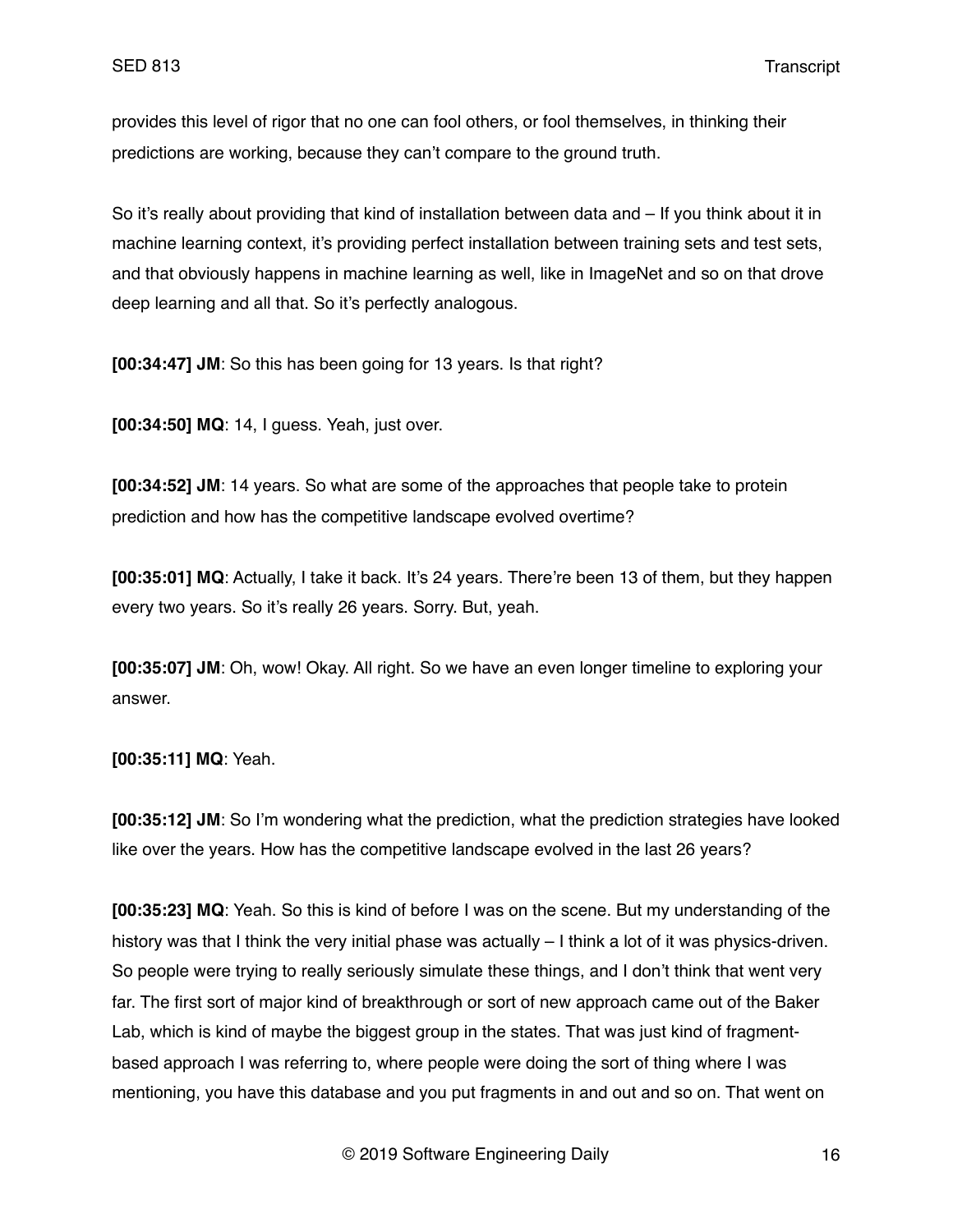provides this level of rigor that no one can fool others, or fool themselves, in thinking their predictions are working, because they can't compare to the ground truth.

So it's really about providing that kind of installation between data and – If you think about it in machine learning context, it's providing perfect installation between training sets and test sets, and that obviously happens in machine learning as well, like in ImageNet and so on that drove deep learning and all that. So it's perfectly analogous.

**[00:34:47] JM**: So this has been going for 13 years. Is that right?

**[00:34:50] MQ**: 14, I guess. Yeah, just over.

**[00:34:52] JM**: 14 years. So what are some of the approaches that people take to protein prediction and how has the competitive landscape evolved overtime?

**[00:35:01] MQ**: Actually, I take it back. It's 24 years. There're been 13 of them, but they happen every two years. So it's really 26 years. Sorry. But, yeah.

**[00:35:07] JM**: Oh, wow! Okay. All right. So we have an even longer timeline to exploring your answer.

**[00:35:11] MQ**: Yeah.

**[00:35:12] JM**: So I'm wondering what the prediction, what the prediction strategies have looked like over the years. How has the competitive landscape evolved in the last 26 years?

**[00:35:23] MQ**: Yeah. So this is kind of before I was on the scene. But my understanding of the history was that I think the very initial phase was actually – I think a lot of it was physics-driven. So people were trying to really seriously simulate these things, and I don't think that went very far. The first sort of major kind of breakthrough or sort of new approach came out of the Baker Lab, which is kind of maybe the biggest group in the states. That was just kind of fragment-based approach I was referring to, where people were doing the sort of thing where I was mentioning, you have this database and you put fragments in and out and so on. That went on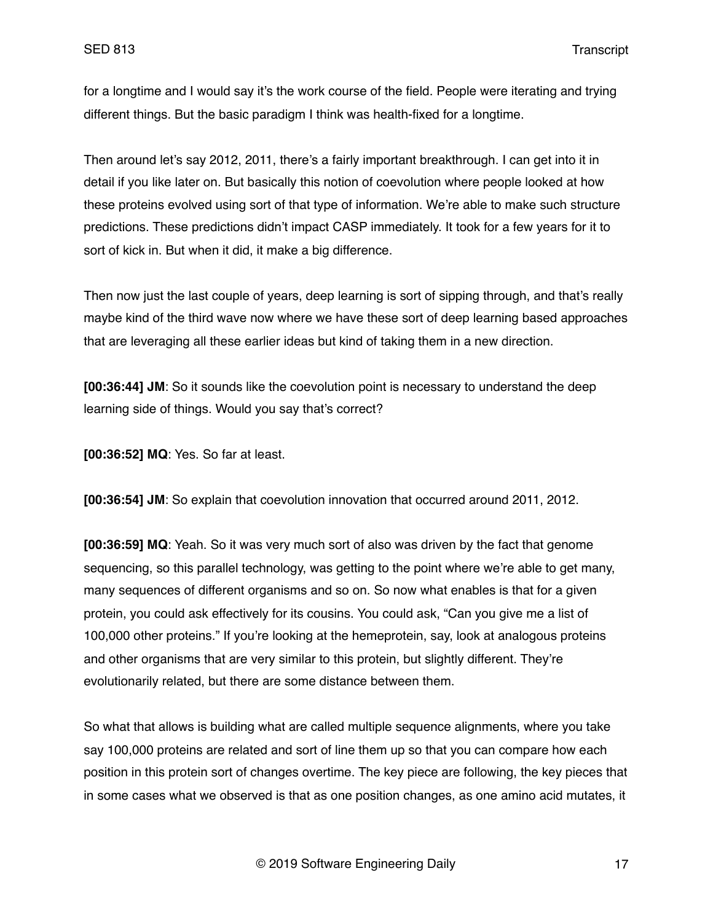for a longtime and I would say it's the work course of the field. People were iterating and trying different things. But the basic paradigm I think was health-fixed for a longtime.

Then around let's say 2012, 2011, there's a fairly important breakthrough. I can get into it in detail if you like later on. But basically this notion of coevolution where people looked at how these proteins evolved using sort of that type of information. We're able to make such structure predictions. These predictions didn't impact CASP immediately. It took for a few years for it to sort of kick in. But when it did, it make a big difference.

Then now just the last couple of years, deep learning is sort of sipping through, and that's really maybe kind of the third wave now where we have these sort of deep learning based approaches that are leveraging all these earlier ideas but kind of taking them in a new direction.

**[00:36:44] JM**: So it sounds like the coevolution point is necessary to understand the deep learning side of things. Would you say that's correct?

**[00:36:52] MQ**: Yes. So far at least.

**[00:36:54] JM**: So explain that coevolution innovation that occurred around 2011, 2012.

**[00:36:59] MQ**: Yeah. So it was very much sort of also was driven by the fact that genome sequencing, so this parallel technology, was getting to the point where we're able to get many, many sequences of different organisms and so on. So now what enables is that for a given protein, you could ask effectively for its cousins. You could ask, "Can you give me a list of 100,000 other proteins." If you're looking at the hemeprotein, say, look at analogous proteins and other organisms that are very similar to this protein, but slightly different. They're evolutionarily related, but there are some distance between them.

So what that allows is building what are called multiple sequence alignments, where you take say 100,000 proteins are related and sort of line them up so that you can compare how each position in this protein sort of changes overtime. The key piece are following, the key pieces that in some cases what we observed is that as one position changes, as one amino acid mutates, it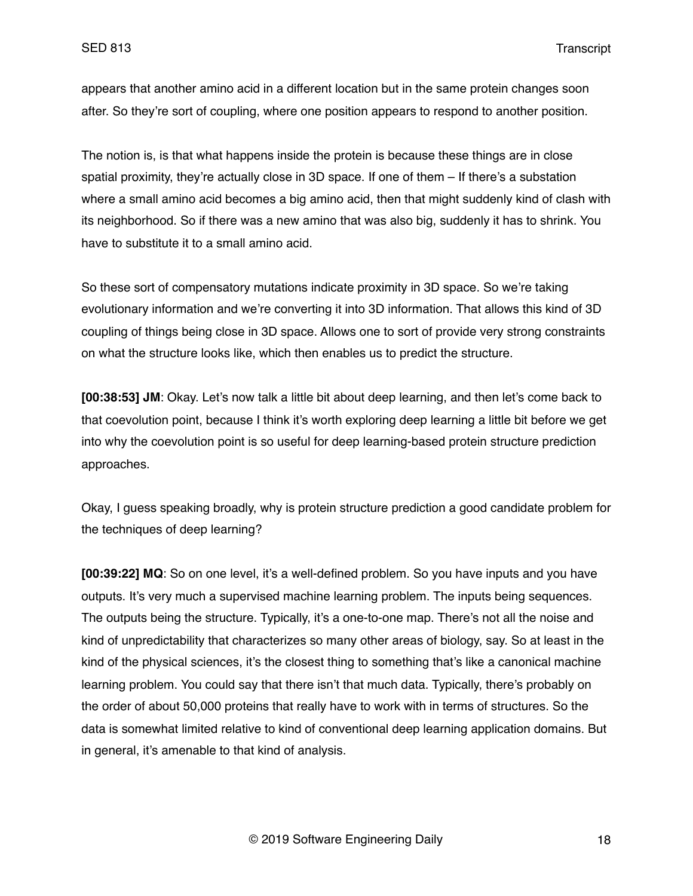appears that another amino acid in a different location but in the same protein changes soon after. So they're sort of coupling, where one position appears to respond to another position.

The notion is, is that what happens inside the protein is because these things are in close spatial proximity, they're actually close in 3D space. If one of them – If there's a substation where a small amino acid becomes a big amino acid, then that might suddenly kind of clash with its neighborhood. So if there was a new amino that was also big, suddenly it has to shrink. You have to substitute it to a small amino acid.

So these sort of compensatory mutations indicate proximity in 3D space. So we're taking evolutionary information and we're converting it into 3D information. That allows this kind of 3D coupling of things being close in 3D space. Allows one to sort of provide very strong constraints on what the structure looks like, which then enables us to predict the structure.

**[00:38:53] JM**: Okay. Let's now talk a little bit about deep learning, and then let's come back to that coevolution point, because I think it's worth exploring deep learning a little bit before we get into why the coevolution point is so useful for deep learning-based protein structure prediction approaches.

Okay, I guess speaking broadly, why is protein structure prediction a good candidate problem for the techniques of deep learning?

**[00:39:22] MQ**: So on one level, it's a well-defined problem. So you have inputs and you have outputs. It's very much a supervised machine learning problem. The inputs being sequences. The outputs being the structure. Typically, it's a one-to-one map. There's not all the noise and kind of unpredictability that characterizes so many other areas of biology, say. So at least in the kind of the physical sciences, it's the closest thing to something that's like a canonical machine learning problem. You could say that there isn't that much data. Typically, there's probably on the order of about 50,000 proteins that really have to work with in terms of structures. So the data is somewhat limited relative to kind of conventional deep learning application domains. But in general, it's amenable to that kind of analysis.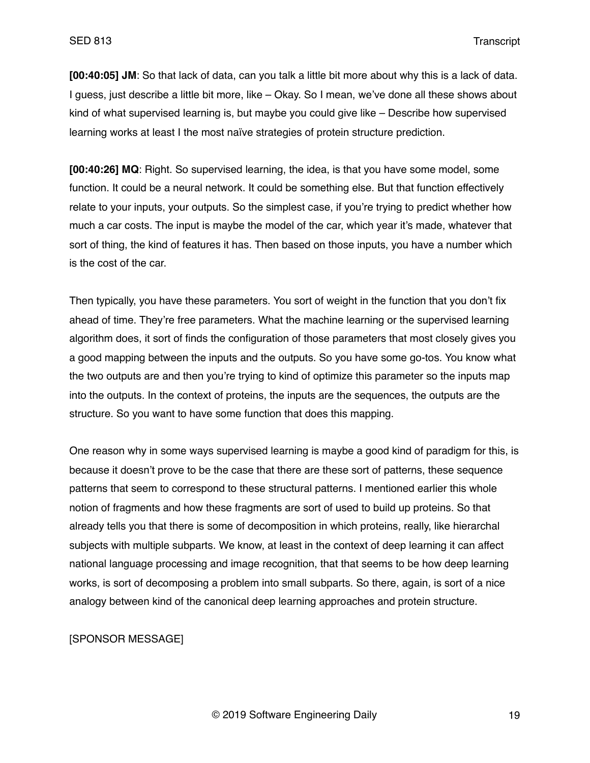**[00:40:05] JM**: So that lack of data, can you talk a little bit more about why this is a lack of data. I guess, just describe a little bit more, like – Okay. So I mean, we've done all these shows about kind of what supervised learning is, but maybe you could give like – Describe how supervised learning works at least I the most naïve strategies of protein structure prediction.

**[00:40:26] MQ**: Right. So supervised learning, the idea, is that you have some model, some function. It could be a neural network. It could be something else. But that function effectively relate to your inputs, your outputs. So the simplest case, if you're trying to predict whether how much a car costs. The input is maybe the model of the car, which year it's made, whatever that sort of thing, the kind of features it has. Then based on those inputs, you have a number which is the cost of the car.

Then typically, you have these parameters. You sort of weight in the function that you don't fix ahead of time. They're free parameters. What the machine learning or the supervised learning algorithm does, it sort of finds the configuration of those parameters that most closely gives you a good mapping between the inputs and the outputs. So you have some go-tos. You know what the two outputs are and then you're trying to kind of optimize this parameter so the inputs map into the outputs. In the context of proteins, the inputs are the sequences, the outputs are the structure. So you want to have some function that does this mapping.

One reason why in some ways supervised learning is maybe a good kind of paradigm for this, is because it doesn't prove to be the case that there are these sort of patterns, these sequence patterns that seem to correspond to these structural patterns. I mentioned earlier this whole notion of fragments and how these fragments are sort of used to build up proteins. So that already tells you that there is some of decomposition in which proteins, really, like hierarchal subjects with multiple subparts. We know, at least in the context of deep learning it can affect national language processing and image recognition, that that seems to be how deep learning works, is sort of decomposing a problem into small subparts. So there, again, is sort of a nice analogy between kind of the canonical deep learning approaches and protein structure.

[SPONSOR MESSAGE]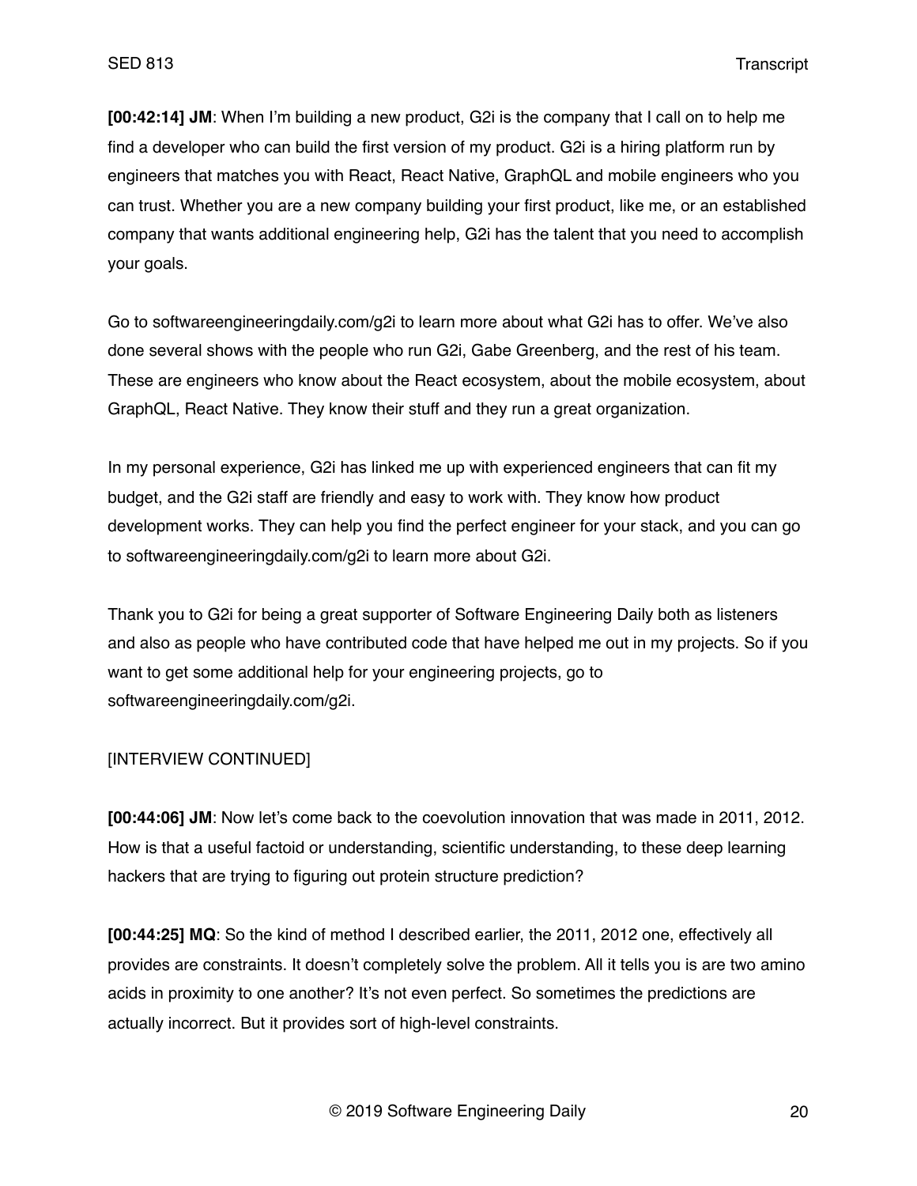**[00:42:14] JM**: When I'm building a new product, G2i is the company that I call on to help me find a developer who can build the first version of my product. G2i is a hiring platform run by engineers that matches you with React, React Native, GraphQL and mobile engineers who you can trust. Whether you are a new company building your first product, like me, or an established company that wants additional engineering help, G2i has the talent that you need to accomplish your goals.

Go to softwareengineeringdaily.com/g2i to learn more about what G2i has to offer. We've also done several shows with the people who run G2i, Gabe Greenberg, and the rest of his team. These are engineers who know about the React ecosystem, about the mobile ecosystem, about GraphQL, React Native. They know their stuff and they run a great organization.

In my personal experience, G2i has linked me up with experienced engineers that can fit my budget, and the G2i staff are friendly and easy to work with. They know how product development works. They can help you find the perfect engineer for your stack, and you can go to softwareengineeringdaily.com/g2i to learn more about G2i.

Thank you to G2i for being a great supporter of Software Engineering Daily both as listeners and also as people who have contributed code that have helped me out in my projects. So if you want to get some additional help for your engineering projects, go to softwareengineeringdaily.com/g2i.

[INTERVIEW CONTINUED]

**[00:44:06] JM**: Now let's come back to the coevolution innovation that was made in 2011, 2012. How is that a useful factoid or understanding, scientific understanding, to these deep learning hackers that are trying to figuring out protein structure prediction?

**[00:44:25] MQ**: So the kind of method I described earlier, the 2011, 2012 one, effectively all provides are constraints. It doesn't completely solve the problem. All it tells you is are two amino acids in proximity to one another? It's not even perfect. So sometimes the predictions are actually incorrect. But it provides sort of high-level constraints.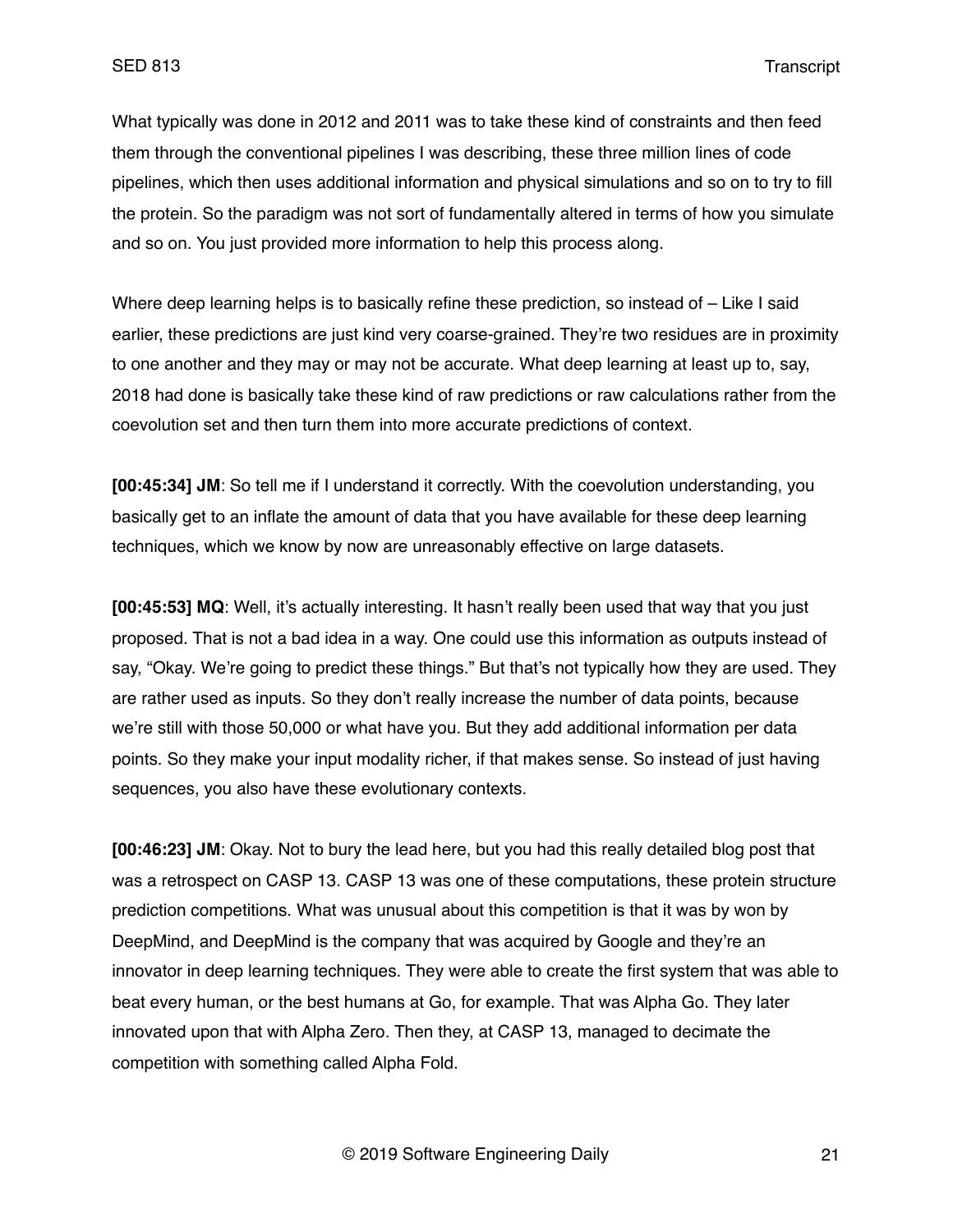What typically was done in 2012 and 2011 was to take these kind of constraints and then feed them through the conventional pipelines I was describing, these three million lines of code pipelines, which then uses additional information and physical simulations and so on to try to fill the protein. So the paradigm was not sort of fundamentally altered in terms of how you simulate and so on. You just provided more information to help this process along.

Where deep learning helps is to basically refine these prediction, so instead of – Like I said earlier, these predictions are just kind very coarse-grained. They're two residues are in proximity to one another and they may or may not be accurate. What deep learning at least up to, say, 2018 had done is basically take these kind of raw predictions or raw calculations rather from the coevolution set and then turn them into more accurate predictions of context.

**[00:45:34] JM**: So tell me if I understand it correctly. With the coevolution understanding, you basically get to an inflate the amount of data that you have available for these deep learning techniques, which we know by now are unreasonably effective on large datasets.

**[00:45:53] MQ**: Well, it's actually interesting. It hasn't really been used that way that you just proposed. That is not a bad idea in a way. One could use this information as outputs instead of say, "Okay. We're going to predict these things." But that's not typically how they are used. They are rather used as inputs. So they don't really increase the number of data points, because we're still with those 50,000 or what have you. But they add additional information per data points. So they make your input modality richer, if that makes sense. So instead of just having sequences, you also have these evolutionary contexts.

**[00:46:23] JM**: Okay. Not to bury the lead here, but you had this really detailed blog post that was a retrospect on CASP 13. CASP 13 was one of these computations, these protein structure prediction competitions. What was unusual about this competition is that it was by won by DeepMind, and DeepMind is the company that was acquired by Google and they're an innovator in deep learning techniques. They were able to create the first system that was able to beat every human, or the best humans at Go, for example. That was Alpha Go. They later innovated upon that with Alpha Zero. Then they, at CASP 13, managed to decimate the competition with something called Alpha Fold.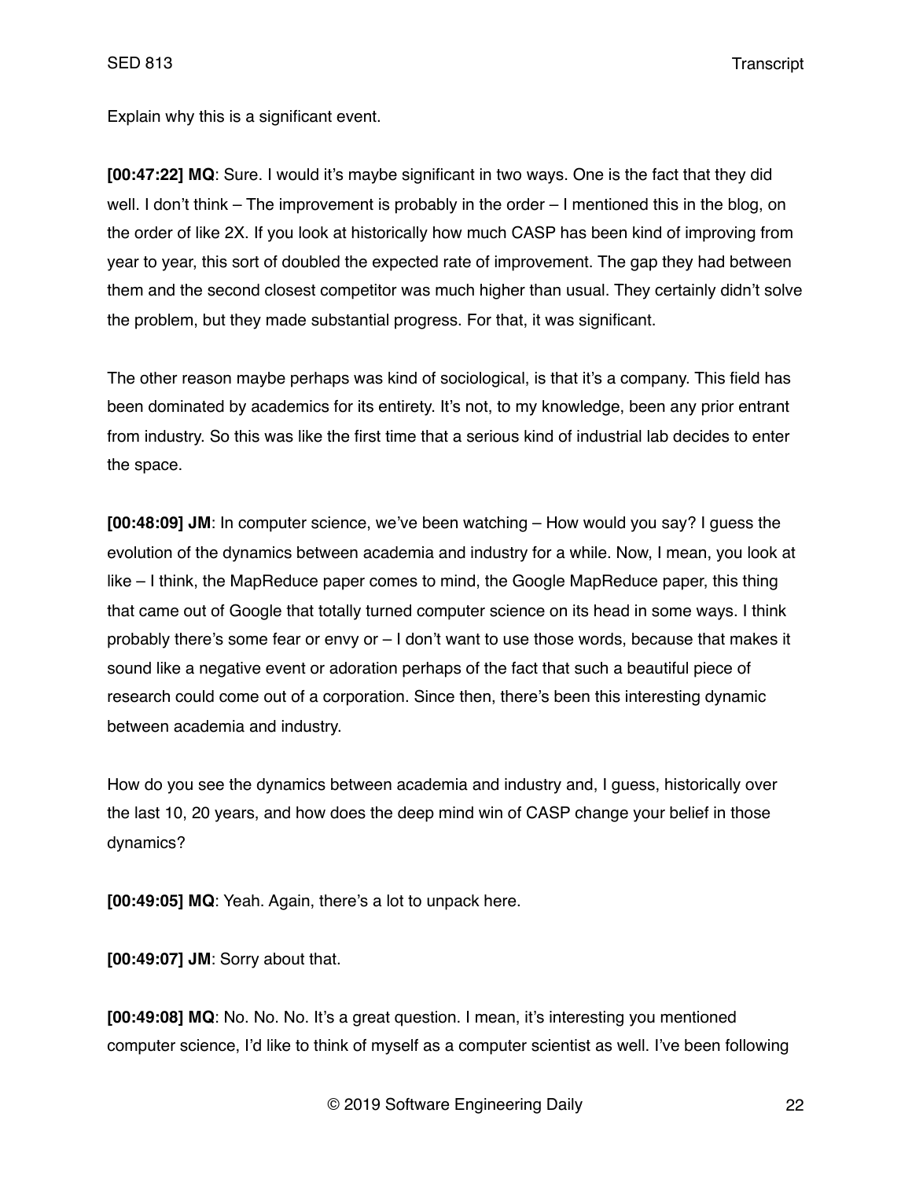Explain why this is a significant event.

**[00:47:22] MQ**: Sure. I would it's maybe significant in two ways. One is the fact that they did well. I don't think – The improvement is probably in the order – I mentioned this in the blog, on the order of like 2X. If you look at historically how much CASP has been kind of improving from year to year, this sort of doubled the expected rate of improvement. The gap they had between them and the second closest competitor was much higher than usual. They certainly didn't solve the problem, but they made substantial progress. For that, it was significant.

The other reason maybe perhaps was kind of sociological, is that it's a company. This field has been dominated by academics for its entirety. It's not, to my knowledge, been any prior entrant from industry. So this was like the first time that a serious kind of industrial lab decides to enter the space.

**[00:48:09] JM**: In computer science, we've been watching – How would you say? I guess the evolution of the dynamics between academia and industry for a while. Now, I mean, you look at like – I think, the MapReduce paper comes to mind, the Google MapReduce paper, this thing that came out of Google that totally turned computer science on its head in some ways. I think probably there's some fear or envy or – I don't want to use those words, because that makes it sound like a negative event or adoration perhaps of the fact that such a beautiful piece of research could come out of a corporation. Since then, there's been this interesting dynamic between academia and industry.

How do you see the dynamics between academia and industry and, I guess, historically over the last 10, 20 years, and how does the deep mind win of CASP change your belief in those dynamics?

**[00:49:05] MQ**: Yeah. Again, there's a lot to unpack here.

**[00:49:07] JM**: Sorry about that.

**[00:49:08] MQ**: No. No. No. It's a great question. I mean, it's interesting you mentioned computer science, I'd like to think of myself as a computer scientist as well. I've been following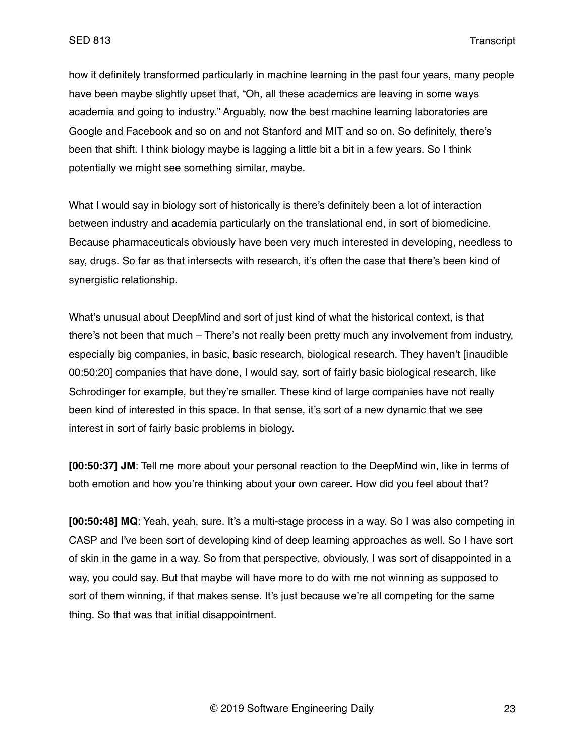how it definitely transformed particularly in machine learning in the past four years, many people have been maybe slightly upset that, "Oh, all these academics are leaving in some ways academia and going to industry." Arguably, now the best machine learning laboratories are Google and Facebook and so on and not Stanford and MIT and so on. So definitely, there's been that shift. I think biology maybe is lagging a little bit a bit in a few years. So I think potentially we might see something similar, maybe.

What I would say in biology sort of historically is there's definitely been a lot of interaction between industry and academia particularly on the translational end, in sort of biomedicine. Because pharmaceuticals obviously have been very much interested in developing, needless to say, drugs. So far as that intersects with research, it's often the case that there's been kind of synergistic relationship.

What's unusual about DeepMind and sort of just kind of what the historical context, is that there's not been that much – There's not really been pretty much any involvement from industry, especially big companies, in basic, basic research, biological research. They haven't [inaudible 00:50:20] companies that have done, I would say, sort of fairly basic biological research, like Schrodinger for example, but they're smaller. These kind of large companies have not really been kind of interested in this space. In that sense, it's sort of a new dynamic that we see interest in sort of fairly basic problems in biology.

**[00:50:37] JM**: Tell me more about your personal reaction to the DeepMind win, like in terms of both emotion and how you're thinking about your own career. How did you feel about that?

**[00:50:48] MQ**: Yeah, yeah, sure. It's a multi-stage process in a way. So I was also competing in CASP and I've been sort of developing kind of deep learning approaches as well. So I have sort of skin in the game in a way. So from that perspective, obviously, I was sort of disappointed in a way, you could say. But that maybe will have more to do with me not winning as supposed to sort of them winning, if that makes sense. It's just because we're all competing for the same thing. So that was that initial disappointment.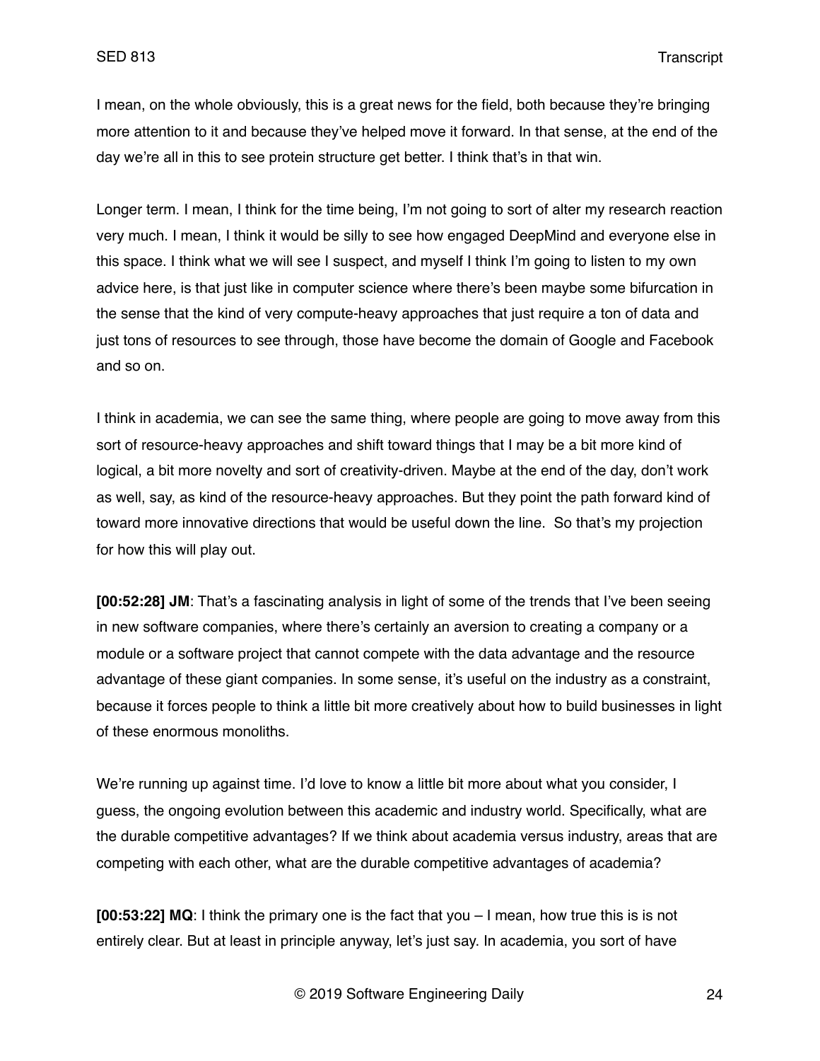I mean, on the whole obviously, this is a great news for the field, both because they're bringing more attention to it and because they've helped move it forward. In that sense, at the end of the day we're all in this to see protein structure get better. I think that's in that win.

Longer term. I mean, I think for the time being, I'm not going to sort of alter my research reaction very much. I mean, I think it would be silly to see how engaged DeepMind and everyone else in this space. I think what we will see I suspect, and myself I think I'm going to listen to my own advice here, is that just like in computer science where there's been maybe some bifurcation in the sense that the kind of very compute-heavy approaches that just require a ton of data and just tons of resources to see through, those have become the domain of Google and Facebook and so on.

I think in academia, we can see the same thing, where people are going to move away from this sort of resource-heavy approaches and shift toward things that I may be a bit more kind of logical, a bit more novelty and sort of creativity-driven. Maybe at the end of the day, don't work as well, say, as kind of the resource-heavy approaches. But they point the path forward kind of toward more innovative directions that would be useful down the line.  So that's my projection for how this will play out.

**[00:52:28] JM**: That's a fascinating analysis in light of some of the trends that I've been seeing in new software companies, where there's certainly an aversion to creating a company or a module or a software project that cannot compete with the data advantage and the resource advantage of these giant companies. In some sense, it's useful on the industry as a constraint, because it forces people to think a little bit more creatively about how to build businesses in light of these enormous monoliths.

We're running up against time. I'd love to know a little bit more about what you consider, I guess, the ongoing evolution between this academic and industry world. Specifically, what are the durable competitive advantages? If we think about academia versus industry, areas that are competing with each other, what are the durable competitive advantages of academia?

**[00:53:22] MQ**: I think the primary one is the fact that you – I mean, how true this is is not entirely clear. But at least in principle anyway, let's just say. In academia, you sort of have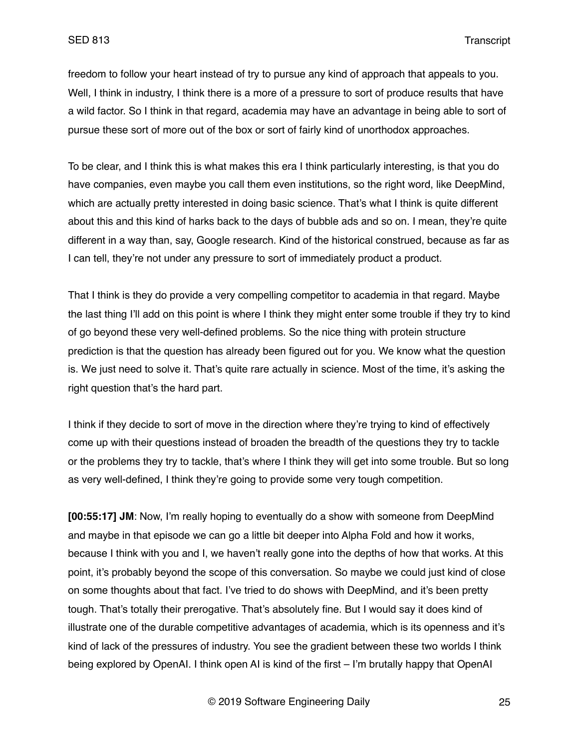freedom to follow your heart instead of try to pursue any kind of approach that appeals to you. Well, I think in industry, I think there is a more of a pressure to sort of produce results that have a wild factor. So I think in that regard, academia may have an advantage in being able to sort of pursue these sort of more out of the box or sort of fairly kind of unorthodox approaches.

To be clear, and I think this is what makes this era I think particularly interesting, is that you do have companies, even maybe you call them even institutions, so the right word, like DeepMind, which are actually pretty interested in doing basic science. That's what I think is quite different about this and this kind of harks back to the days of bubble ads and so on. I mean, they're quite different in a way than, say, Google research. Kind of the historical construed, because as far as I can tell, they're not under any pressure to sort of immediately product a product.

That I think is they do provide a very compelling competitor to academia in that regard. Maybe the last thing I'll add on this point is where I think they might enter some trouble if they try to kind of go beyond these very well-defined problems. So the nice thing with protein structure prediction is that the question has already been figured out for you. We know what the question is. We just need to solve it. That's quite rare actually in science. Most of the time, it's asking the right question that's the hard part.

I think if they decide to sort of move in the direction where they're trying to kind of effectively come up with their questions instead of broaden the breadth of the questions they try to tackle or the problems they try to tackle, that's where I think they will get into some trouble. But so long as very well-defined, I think they're going to provide some very tough competition.

**[00:55:17] JM**: Now, I'm really hoping to eventually do a show with someone from DeepMind and maybe in that episode we can go a little bit deeper into Alpha Fold and how it works, because I think with you and I, we haven't really gone into the depths of how that works. At this point, it's probably beyond the scope of this conversation. So maybe we could just kind of close on some thoughts about that fact. I've tried to do shows with DeepMind, and it's been pretty tough. That's totally their prerogative. That's absolutely fine. But I would say it does kind of illustrate one of the durable competitive advantages of academia, which is its openness and it's kind of lack of the pressures of industry. You see the gradient between these two worlds I think being explored by OpenAI. I think open AI is kind of the first – I'm brutally happy that OpenAI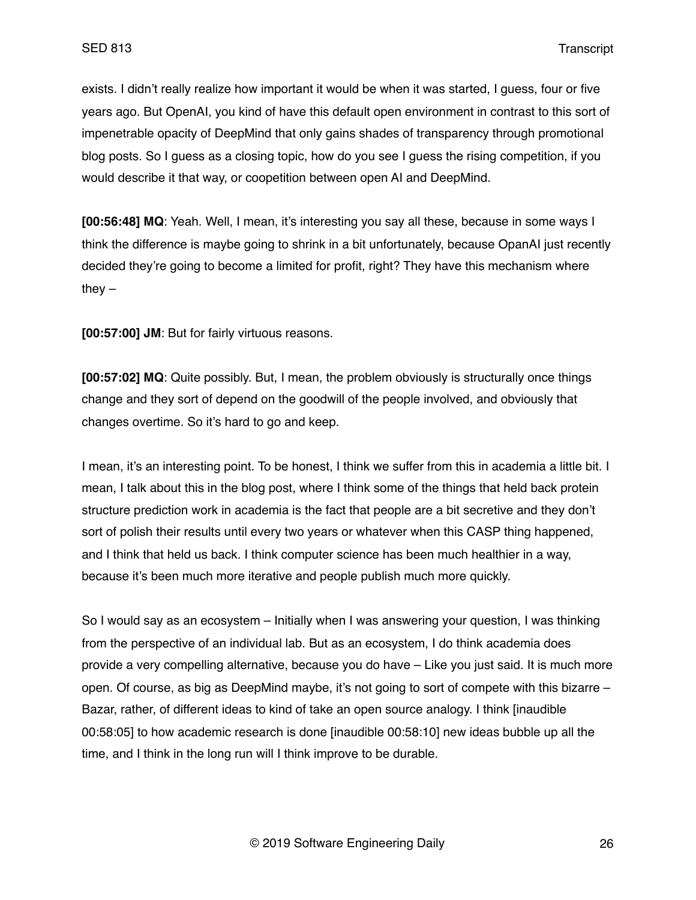exists. I didn't really realize how important it would be when it was started, I guess, four or five years ago. But OpenAI, you kind of have this default open environment in contrast to this sort of impenetrable opacity of DeepMind that only gains shades of transparency through promotional blog posts. So I guess as a closing topic, how do you see I guess the rising competition, if you would describe it that way, or coopetition between open AI and DeepMind.

**[00:56:48] MQ**: Yeah. Well, I mean, it's interesting you say all these, because in some ways I think the difference is maybe going to shrink in a bit unfortunately, because OpanAI just recently decided they're going to become a limited for profit, right? They have this mechanism where they –

**[00:57:00] JM**: But for fairly virtuous reasons.

**[00:57:02] MQ**: Quite possibly. But, I mean, the problem obviously is structurally once things change and they sort of depend on the goodwill of the people involved, and obviously that changes overtime. So it's hard to go and keep.

I mean, it's an interesting point. To be honest, I think we suffer from this in academia a little bit. I mean, I talk about this in the blog post, where I think some of the things that held back protein structure prediction work in academia is the fact that people are a bit secretive and they don't sort of polish their results until every two years or whatever when this CASP thing happened, and I think that held us back. I think computer science has been much healthier in a way, because it's been much more iterative and people publish much more quickly.

So I would say as an ecosystem – Initially when I was answering your question, I was thinking from the perspective of an individual lab. But as an ecosystem, I do think academia does provide a very compelling alternative, because you do have – Like you just said. It is much more open. Of course, as big as DeepMind maybe, it's not going to sort of compete with this bizarre – Bazar, rather, of different ideas to kind of take an open source analogy. I think [inaudible 00:58:05] to how academic research is done [inaudible 00:58:10] new ideas bubble up all the time, and I think in the long run will I think improve to be durable.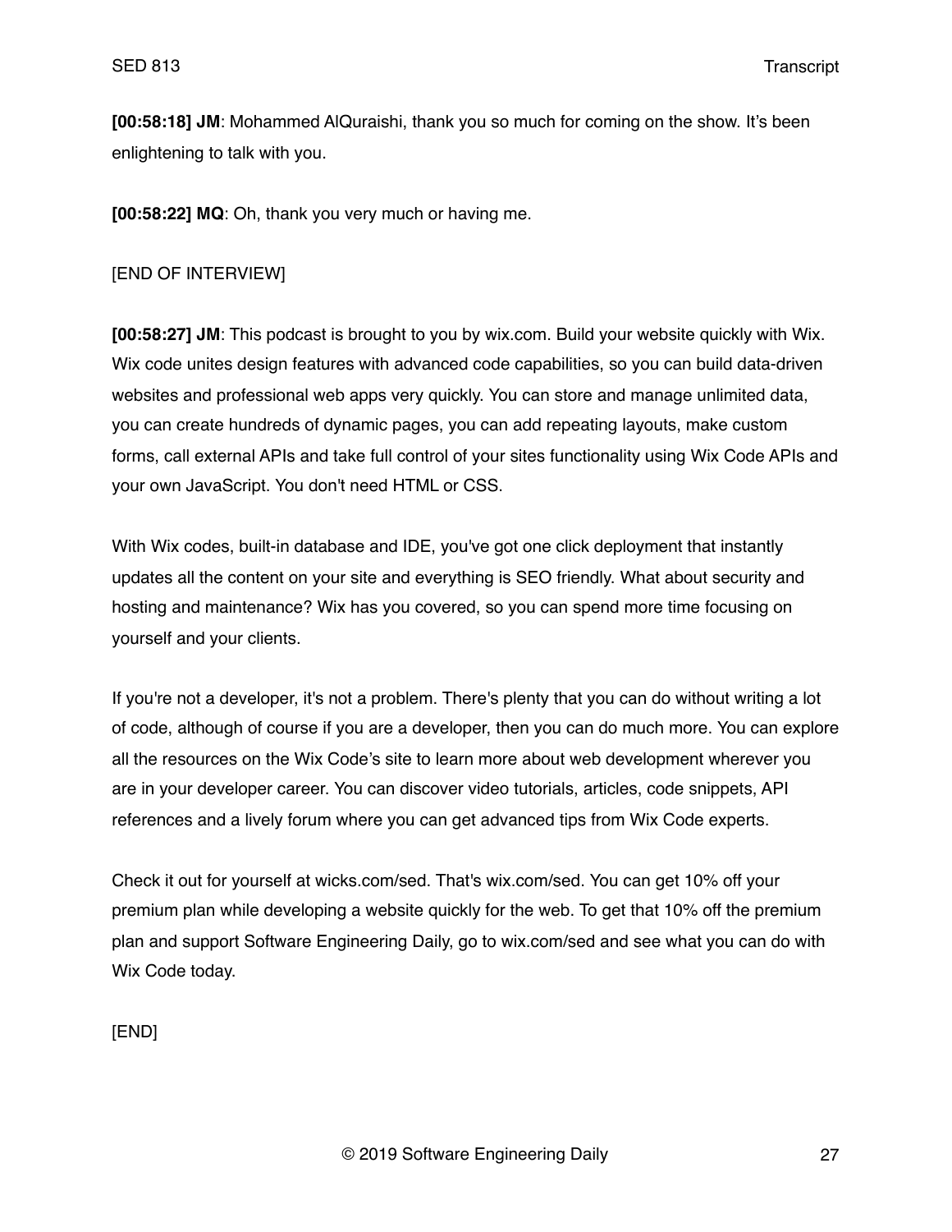**[00:58:18] JM**: Mohammed AlQuraishi, thank you so much for coming on the show. It's been enlightening to talk with you.

**[00:58:22] MQ**: Oh, thank you very much or having me.

[END OF INTERVIEW]

**[00:58:27] JM**: This podcast is brought to you by wix.com. Build your website quickly with Wix. Wix code unites design features with advanced code capabilities, so you can build data-driven websites and professional web apps very quickly. You can store and manage unlimited data, you can create hundreds of dynamic pages, you can add repeating layouts, make custom forms, call external APIs and take full control of your sites functionality using Wix Code APIs and your own JavaScript. You don't need HTML or CSS.

With Wix codes, built-in database and IDE, you've got one click deployment that instantly updates all the content on your site and everything is SEO friendly. What about security and hosting and maintenance? Wix has you covered, so you can spend more time focusing on yourself and your clients.

If you're not a developer, it's not a problem. There's plenty that you can do without writing a lot of code, although of course if you are a developer, then you can do much more. You can explore all the resources on the Wix Code's site to learn more about web development wherever you are in your developer career. You can discover video tutorials, articles, code snippets, API references and a lively forum where you can get advanced tips from Wix Code experts.

Check it out for yourself at wicks.com/sed. That's wix.com/sed. You can get 10% off your premium plan while developing a website quickly for the web. To get that 10% off the premium plan and support Software Engineering Daily, go to wix.com/sed and see what you can do with Wix Code today.

[END]